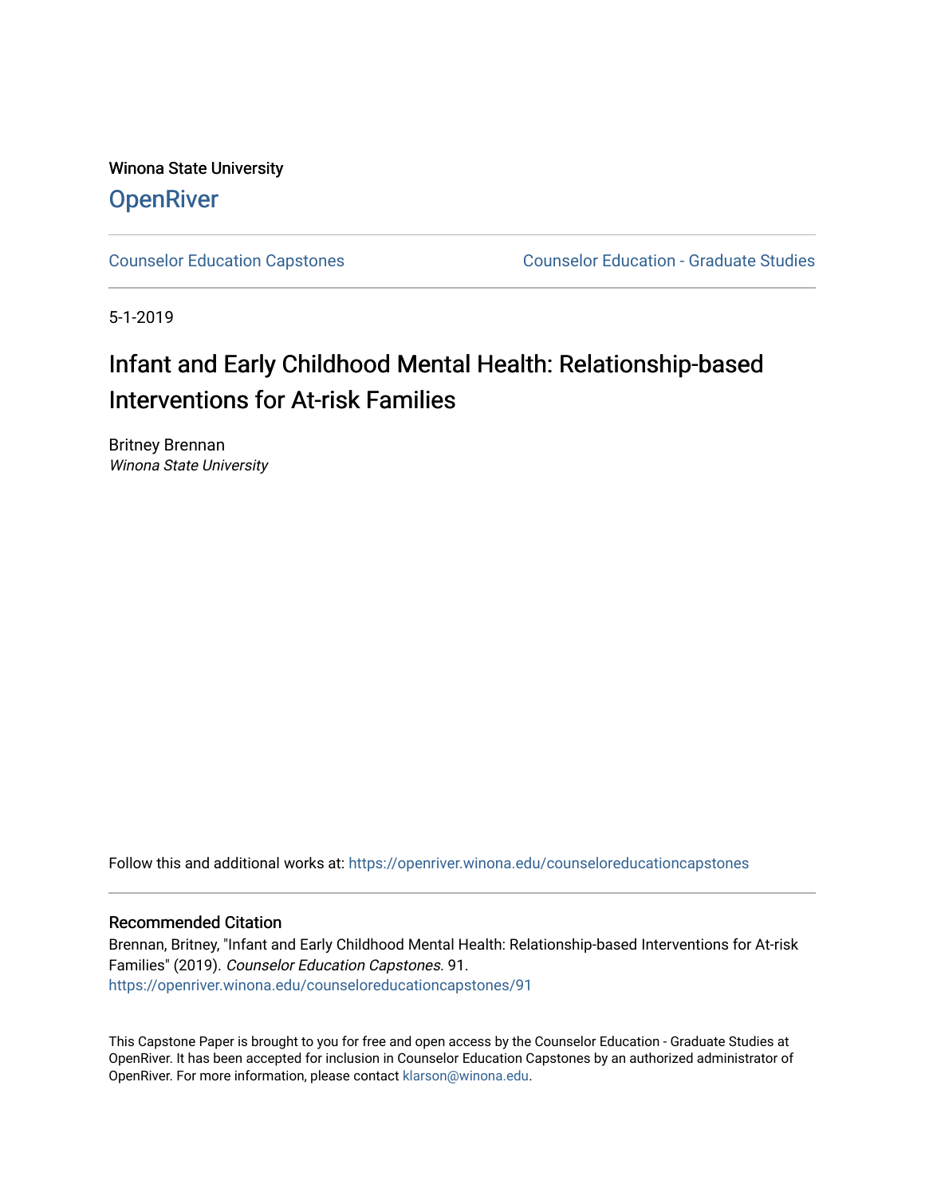Winona State University

**OpenRiver**

Counselor Education Capstones | Counselor Education - Graduate Studies

5-1-2019

# Infant and Early Childhood Mental Health: Relationship-based Interventions for At-risk Families

Britney Brennan
*Winona State University*

Follow this and additional works at: https://openriver.winona.edu/counseloreducationcapstones

## Recommended Citation

Brennan, Britney, "Infant and Early Childhood Mental Health: Relationship-based Interventions for At-risk Families" (2019). *Counselor Education Capstones*. 91.
https://openriver.winona.edu/counseloreducationcapstones/91

This Capstone Paper is brought to you for free and open access by the Counselor Education - Graduate Studies at OpenRiver. It has been accepted for inclusion in Counselor Education Capstones by an authorized administrator of OpenRiver. For more information, please contact klarson@winona.edu.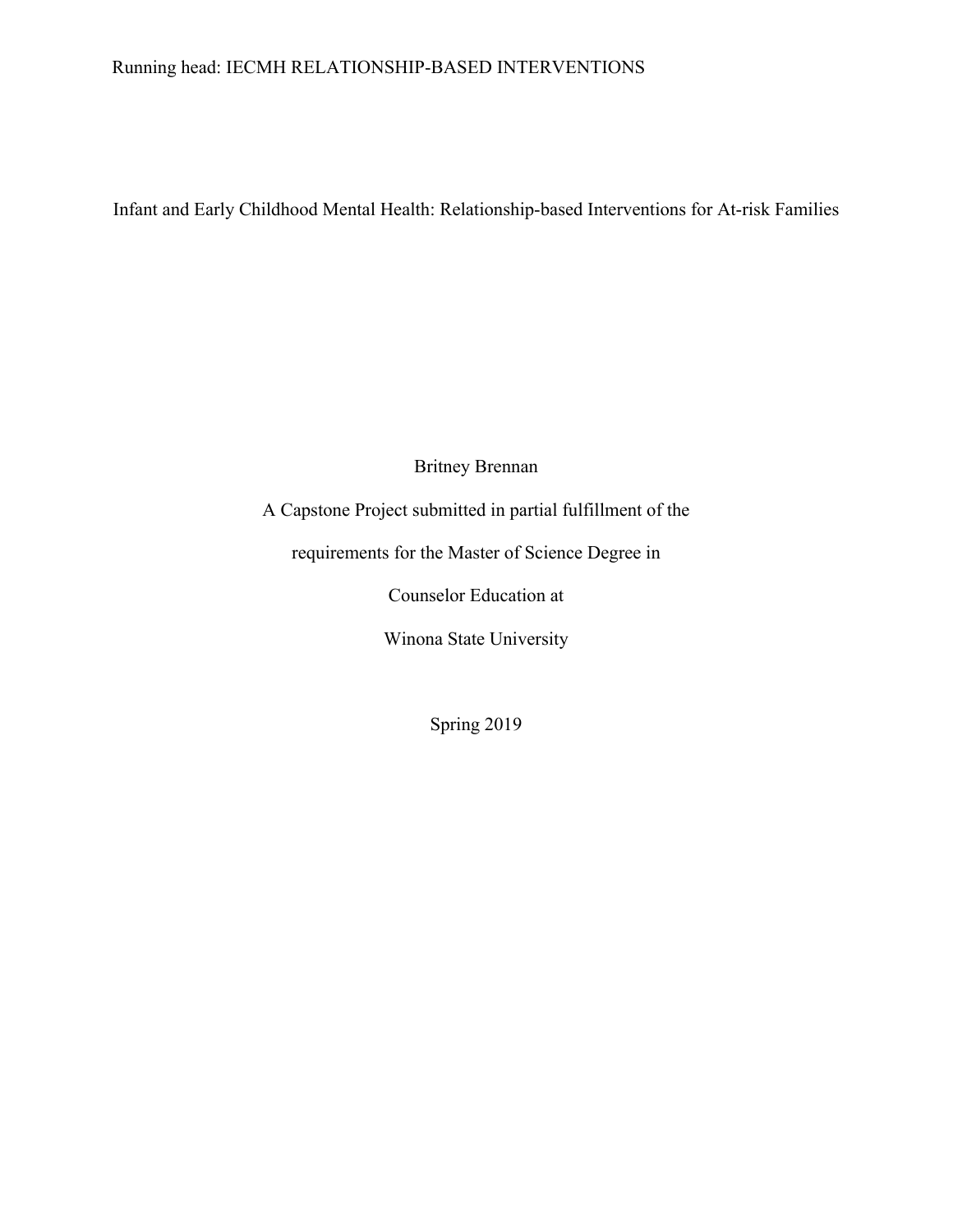# Infant and Early Childhood Mental Health: Relationship-based Interventions for At-risk Families

Britney Brennan

A Capstone Project submitted in partial fulfillment of the

requirements for the Master of Science Degree in

Counselor Education at

Winona State University

Spring 2019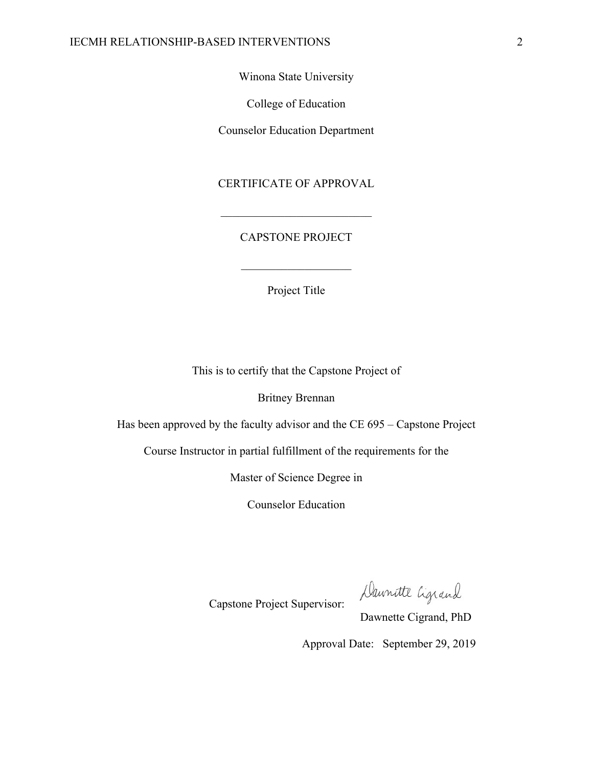Winona State University

College of Education

Counselor Education Department

CERTIFICATE OF APPROVAL

___________________________

CAPSTONE PROJECT

___________________

Project Title

This is to certify that the Capstone Project of

Britney Brennan

Has been approved by the faculty advisor and the CE 695 – Capstone Project

Course Instructor in partial fulfillment of the requirements for the

Master of Science Degree in

Counselor Education

Capstone Project Supervisor: Dawnette Cigrand

Dawnette Cigrand, PhD

Approval Date: September 29, 2019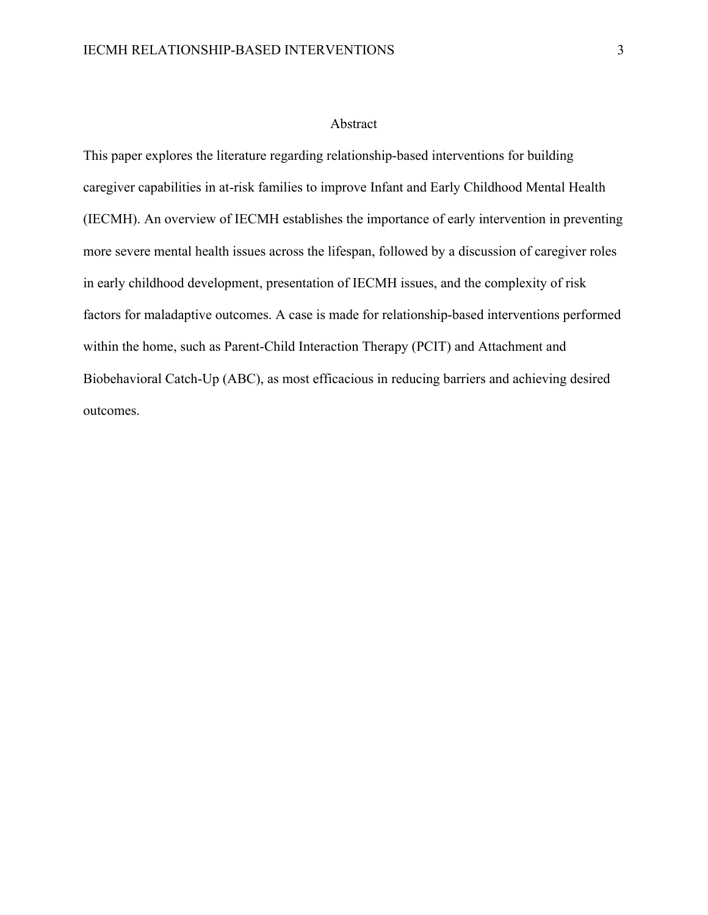# Abstract

This paper explores the literature regarding relationship-based interventions for building caregiver capabilities in at-risk families to improve Infant and Early Childhood Mental Health (IECMH). An overview of IECMH establishes the importance of early intervention in preventing more severe mental health issues across the lifespan, followed by a discussion of caregiver roles in early childhood development, presentation of IECMH issues, and the complexity of risk factors for maladaptive outcomes. A case is made for relationship-based interventions performed within the home, such as Parent-Child Interaction Therapy (PCIT) and Attachment and Biobehavioral Catch-Up (ABC), as most efficacious in reducing barriers and achieving desired outcomes.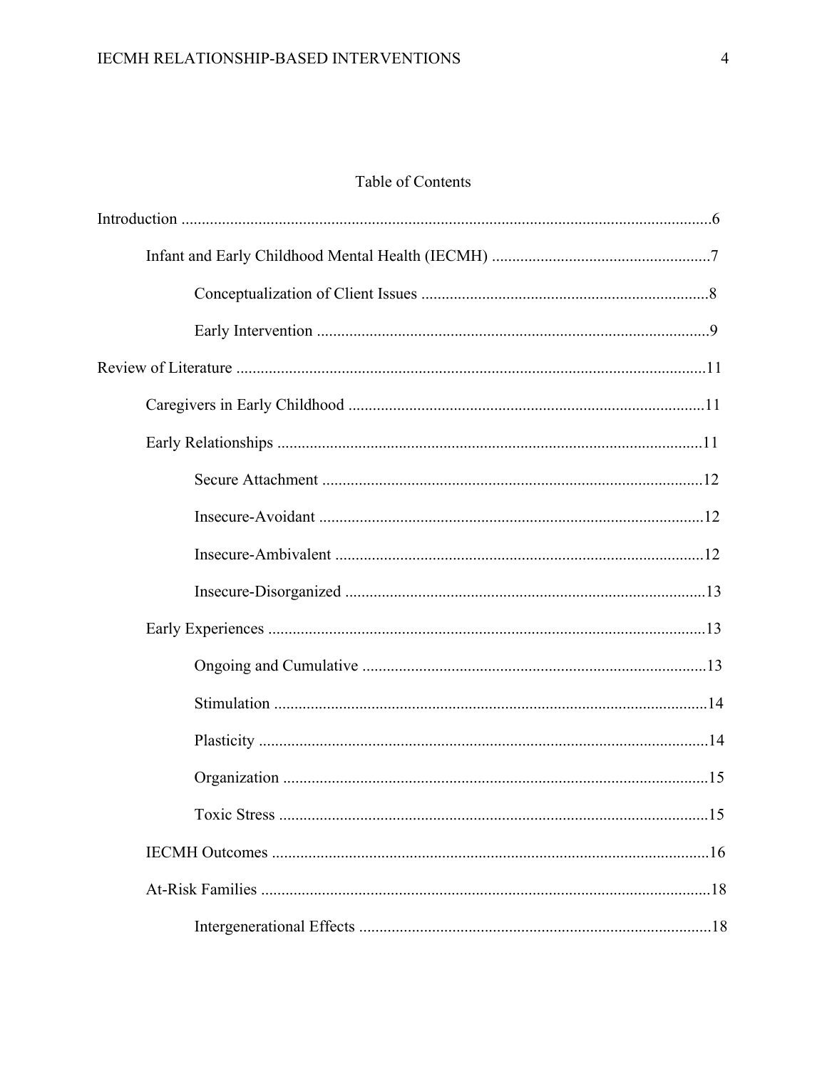# Table of Contents

Introduction ....................................................................................................................6

- Infant and Early Childhood Mental Health (IECMH) .....................................................7
  - Conceptualization of Client Issues ......................................................................8
  - Early Intervention ................................................................................................9

Review of Literature ....................................................................................................11

- Caregivers in Early Childhood ......................................................................................11
- Early Relationships .......................................................................................................11
  - Secure Attachment .............................................................................................12
  - Insecure-Avoidant ..............................................................................................12
  - Insecure-Ambivalent ..........................................................................................12
  - Insecure-Disorganized ........................................................................................13
- Early Experiences ..........................................................................................................13
  - Ongoing and Cumulative ....................................................................................13
  - Stimulation ..........................................................................................................14
  - Plasticity ..............................................................................................................14
  - Organization ........................................................................................................15
  - Toxic Stress .........................................................................................................15
- IECMH Outcomes ...........................................................................................................16
- At-Risk Families ..............................................................................................................18
  - Intergenerational Effects ......................................................................................18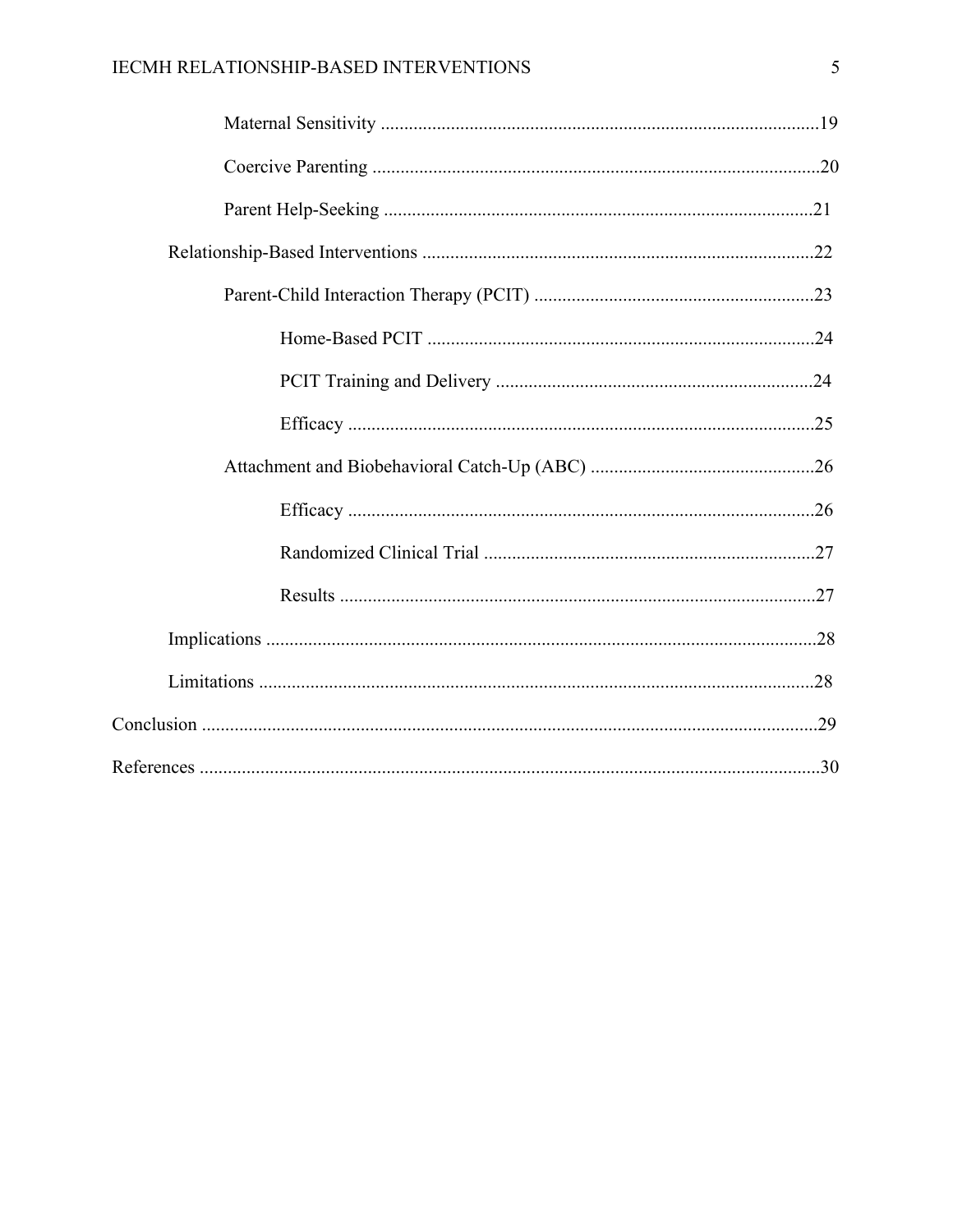Maternal Sensitivity ....................................................................................................19

Coercive Parenting .......................................................................................................20

Parent Help-Seeking ....................................................................................................21

Relationship-Based Interventions ...............................................................................22

Parent-Child Interaction Therapy (PCIT) ................................................................23

Home-Based PCIT ......................................................................................24

PCIT Training and Delivery .......................................................................24

Efficacy .......................................................................................................25

Attachment and Biobehavioral Catch-Up (ABC) ..................................................26

Efficacy .......................................................................................................26

Randomized Clinical Trial ..........................................................................27

Results .........................................................................................................27

Implications .................................................................................................................28

Limitations ..................................................................................................................28

Conclusion ..........................................................................................................................29

References ...........................................................................................................................30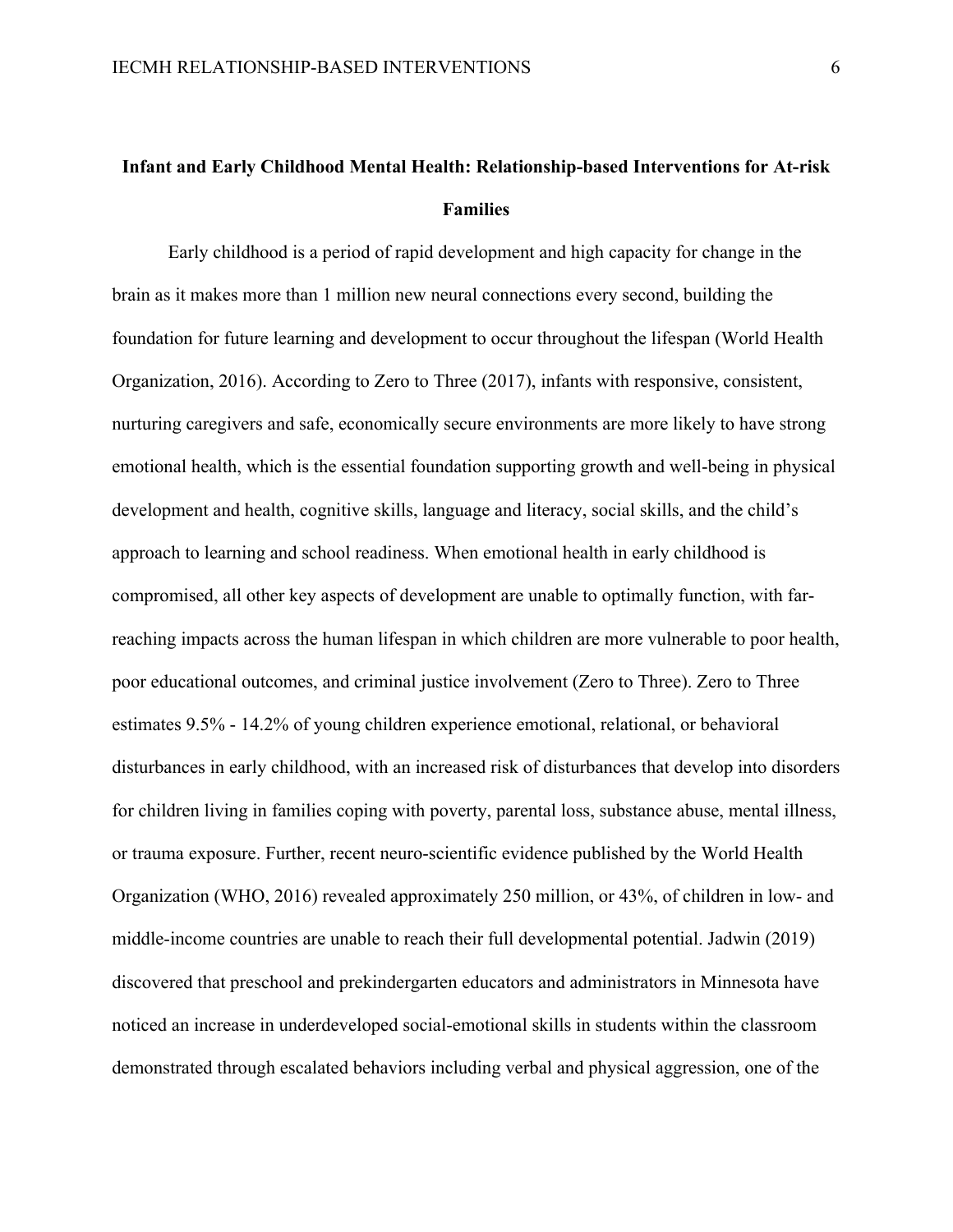# Infant and Early Childhood Mental Health: Relationship-based Interventions for At-risk Families

Early childhood is a period of rapid development and high capacity for change in the brain as it makes more than 1 million new neural connections every second, building the foundation for future learning and development to occur throughout the lifespan (World Health Organization, 2016). According to Zero to Three (2017), infants with responsive, consistent, nurturing caregivers and safe, economically secure environments are more likely to have strong emotional health, which is the essential foundation supporting growth and well-being in physical development and health, cognitive skills, language and literacy, social skills, and the child's approach to learning and school readiness. When emotional health in early childhood is compromised, all other key aspects of development are unable to optimally function, with far-reaching impacts across the human lifespan in which children are more vulnerable to poor health, poor educational outcomes, and criminal justice involvement (Zero to Three). Zero to Three estimates 9.5% - 14.2% of young children experience emotional, relational, or behavioral disturbances in early childhood, with an increased risk of disturbances that develop into disorders for children living in families coping with poverty, parental loss, substance abuse, mental illness, or trauma exposure. Further, recent neuro-scientific evidence published by the World Health Organization (WHO, 2016) revealed approximately 250 million, or 43%, of children in low- and middle-income countries are unable to reach their full developmental potential. Jadwin (2019) discovered that preschool and prekindergarten educators and administrators in Minnesota have noticed an increase in underdeveloped social-emotional skills in students within the classroom demonstrated through escalated behaviors including verbal and physical aggression, one of the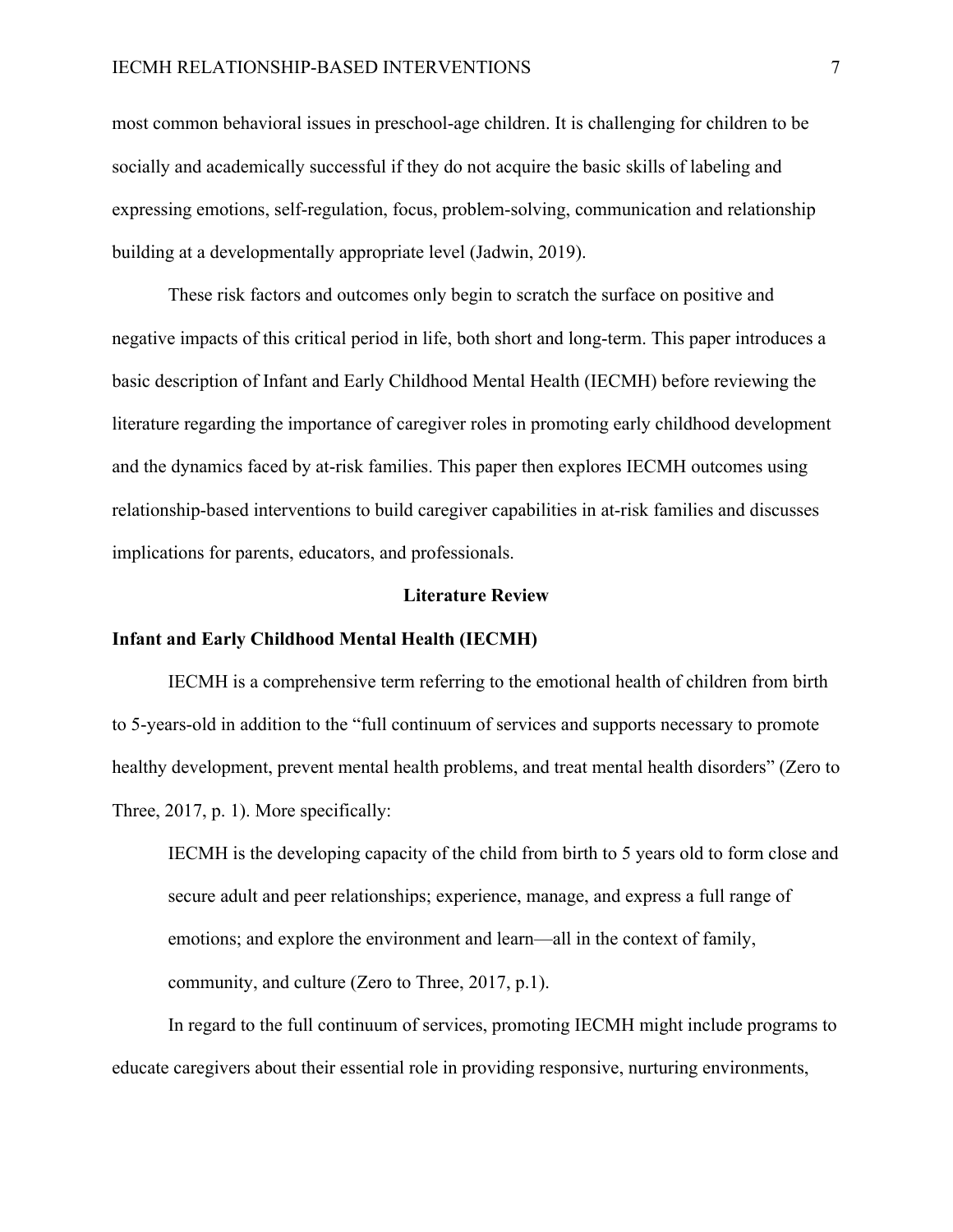most common behavioral issues in preschool-age children. It is challenging for children to be socially and academically successful if they do not acquire the basic skills of labeling and expressing emotions, self-regulation, focus, problem-solving, communication and relationship building at a developmentally appropriate level (Jadwin, 2019).

These risk factors and outcomes only begin to scratch the surface on positive and negative impacts of this critical period in life, both short and long-term. This paper introduces a basic description of Infant and Early Childhood Mental Health (IECMH) before reviewing the literature regarding the importance of caregiver roles in promoting early childhood development and the dynamics faced by at-risk families. This paper then explores IECMH outcomes using relationship-based interventions to build caregiver capabilities in at-risk families and discusses implications for parents, educators, and professionals.

## Literature Review

### Infant and Early Childhood Mental Health (IECMH)

IECMH is a comprehensive term referring to the emotional health of children from birth to 5-years-old in addition to the "full continuum of services and supports necessary to promote healthy development, prevent mental health problems, and treat mental health disorders" (Zero to Three, 2017, p. 1). More specifically:

> IECMH is the developing capacity of the child from birth to 5 years old to form close and secure adult and peer relationships; experience, manage, and express a full range of emotions; and explore the environment and learn—all in the context of family, community, and culture (Zero to Three, 2017, p.1).

In regard to the full continuum of services, promoting IECMH might include programs to educate caregivers about their essential role in providing responsive, nurturing environments,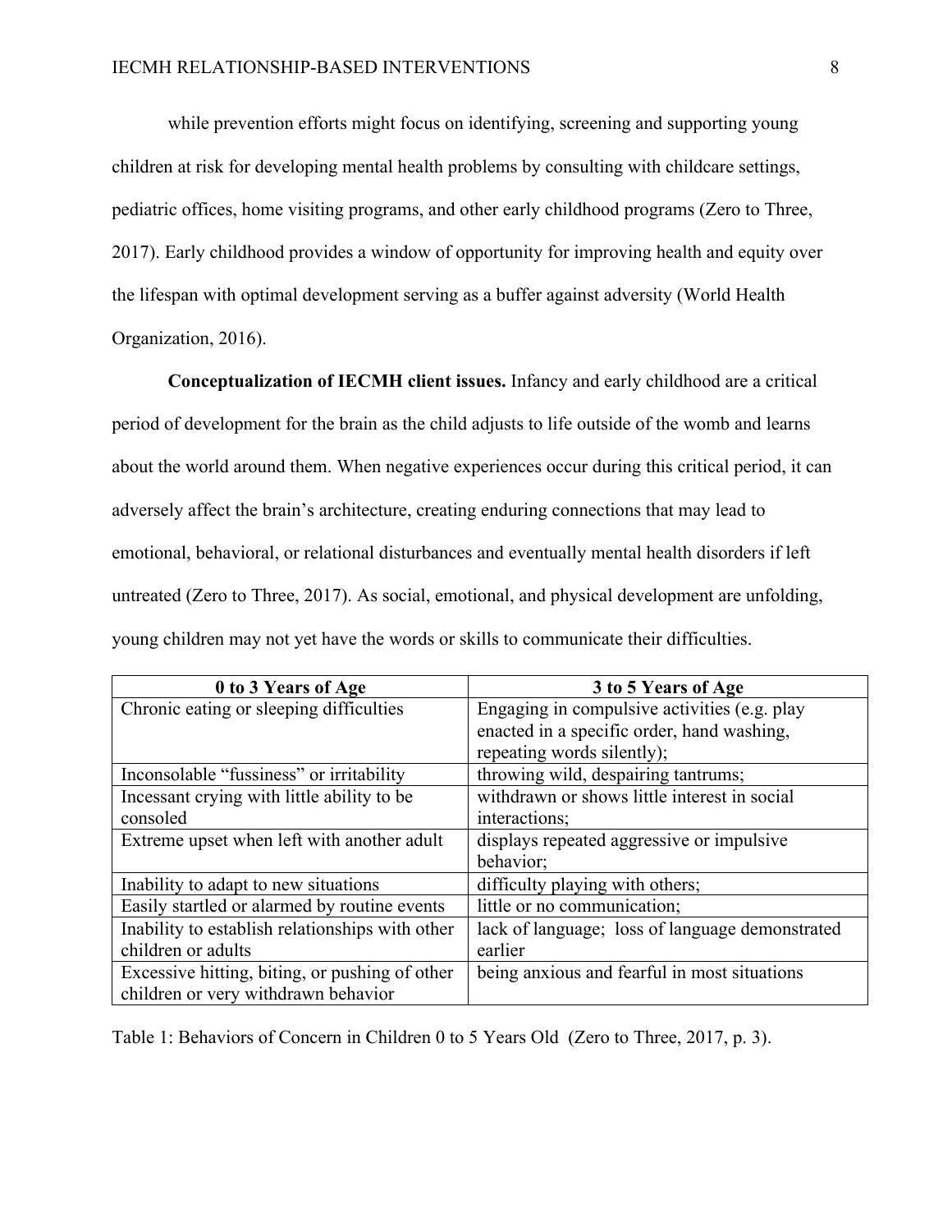while prevention efforts might focus on identifying, screening and supporting young children at risk for developing mental health problems by consulting with childcare settings, pediatric offices, home visiting programs, and other early childhood programs (Zero to Three, 2017). Early childhood provides a window of opportunity for improving health and equity over the lifespan with optimal development serving as a buffer against adversity (World Health Organization, 2016).

**Conceptualization of IECMH client issues.** Infancy and early childhood are a critical period of development for the brain as the child adjusts to life outside of the womb and learns about the world around them. When negative experiences occur during this critical period, it can adversely affect the brain's architecture, creating enduring connections that may lead to emotional, behavioral, or relational disturbances and eventually mental health disorders if left untreated (Zero to Three, 2017). As social, emotional, and physical development are unfolding, young children may not yet have the words or skills to communicate their difficulties.

| 0 to 3 Years of Age | 3 to 5 Years of Age |
|---|---|
| Chronic eating or sleeping difficulties | Engaging in compulsive activities (e.g. play enacted in a specific order, hand washing, repeating words silently); |
| Inconsolable "fussiness" or irritability | throwing wild, despairing tantrums; |
| Incessant crying with little ability to be consoled | withdrawn or shows little interest in social interactions; |
| Extreme upset when left with another adult | displays repeated aggressive or impulsive behavior; |
| Inability to adapt to new situations | difficulty playing with others; |
| Easily startled or alarmed by routine events | little or no communication; |
| Inability to establish relationships with other children or adults | lack of language; loss of language demonstrated earlier |
| Excessive hitting, biting, or pushing of other children or very withdrawn behavior | being anxious and fearful in most situations |

Table 1: Behaviors of Concern in Children 0 to 5 Years Old (Zero to Three, 2017, p. 3).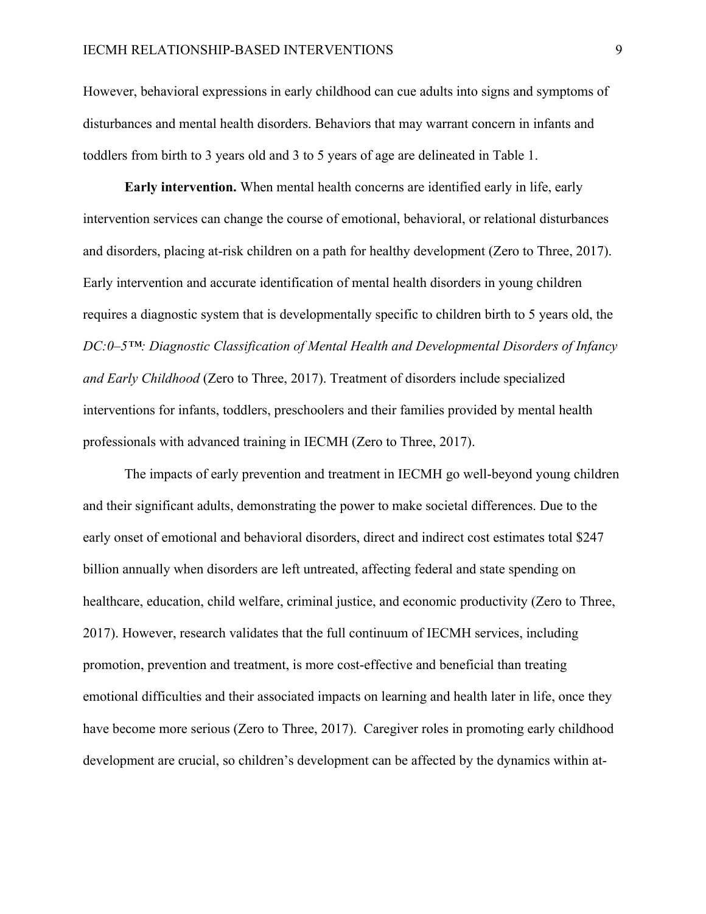However, behavioral expressions in early childhood can cue adults into signs and symptoms of disturbances and mental health disorders. Behaviors that may warrant concern in infants and toddlers from birth to 3 years old and 3 to 5 years of age are delineated in Table 1.

**Early intervention.** When mental health concerns are identified early in life, early intervention services can change the course of emotional, behavioral, or relational disturbances and disorders, placing at-risk children on a path for healthy development (Zero to Three, 2017). Early intervention and accurate identification of mental health disorders in young children requires a diagnostic system that is developmentally specific to children birth to 5 years old, the *DC:0–5™: Diagnostic Classification of Mental Health and Developmental Disorders of Infancy and Early Childhood* (Zero to Three, 2017). Treatment of disorders include specialized interventions for infants, toddlers, preschoolers and their families provided by mental health professionals with advanced training in IECMH (Zero to Three, 2017).

The impacts of early prevention and treatment in IECMH go well-beyond young children and their significant adults, demonstrating the power to make societal differences. Due to the early onset of emotional and behavioral disorders, direct and indirect cost estimates total $247 billion annually when disorders are left untreated, affecting federal and state spending on healthcare, education, child welfare, criminal justice, and economic productivity (Zero to Three, 2017). However, research validates that the full continuum of IECMH services, including promotion, prevention and treatment, is more cost-effective and beneficial than treating emotional difficulties and their associated impacts on learning and health later in life, once they have become more serious (Zero to Three, 2017). Caregiver roles in promoting early childhood development are crucial, so children's development can be affected by the dynamics within at-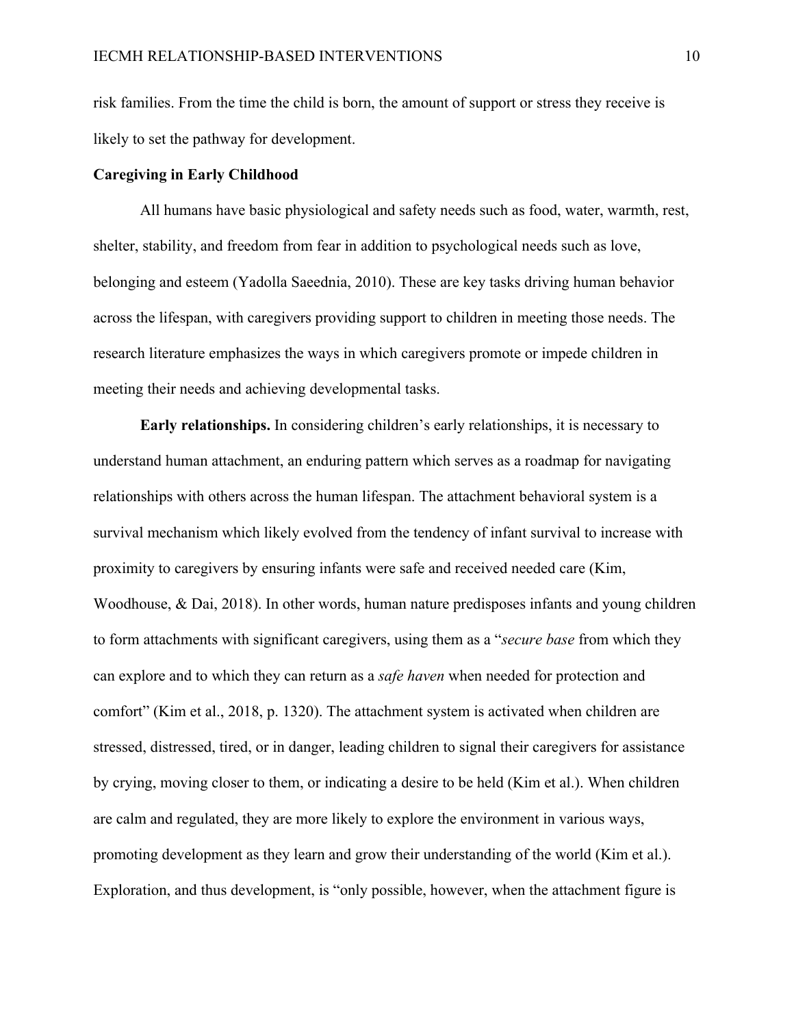risk families. From the time the child is born, the amount of support or stress they receive is likely to set the pathway for development.

## Caregiving in Early Childhood

All humans have basic physiological and safety needs such as food, water, warmth, rest, shelter, stability, and freedom from fear in addition to psychological needs such as love, belonging and esteem (Yadolla Saeednia, 2010). These are key tasks driving human behavior across the lifespan, with caregivers providing support to children in meeting those needs. The research literature emphasizes the ways in which caregivers promote or impede children in meeting their needs and achieving developmental tasks.

**Early relationships.** In considering children's early relationships, it is necessary to understand human attachment, an enduring pattern which serves as a roadmap for navigating relationships with others across the human lifespan. The attachment behavioral system is a survival mechanism which likely evolved from the tendency of infant survival to increase with proximity to caregivers by ensuring infants were safe and received needed care (Kim, Woodhouse, & Dai, 2018). In other words, human nature predisposes infants and young children to form attachments with significant caregivers, using them as a "*secure base* from which they can explore and to which they can return as a *safe haven* when needed for protection and comfort" (Kim et al., 2018, p. 1320). The attachment system is activated when children are stressed, distressed, tired, or in danger, leading children to signal their caregivers for assistance by crying, moving closer to them, or indicating a desire to be held (Kim et al.). When children are calm and regulated, they are more likely to explore the environment in various ways, promoting development as they learn and grow their understanding of the world (Kim et al.). Exploration, and thus development, is "only possible, however, when the attachment figure is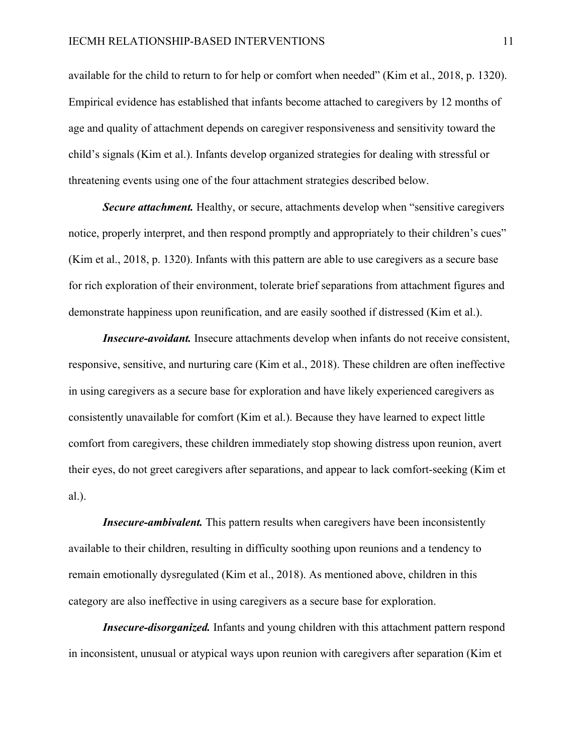available for the child to return to for help or comfort when needed" (Kim et al., 2018, p. 1320). Empirical evidence has established that infants become attached to caregivers by 12 months of age and quality of attachment depends on caregiver responsiveness and sensitivity toward the child's signals (Kim et al.). Infants develop organized strategies for dealing with stressful or threatening events using one of the four attachment strategies described below.

***Secure attachment.*** Healthy, or secure, attachments develop when "sensitive caregivers notice, properly interpret, and then respond promptly and appropriately to their children's cues" (Kim et al., 2018, p. 1320). Infants with this pattern are able to use caregivers as a secure base for rich exploration of their environment, tolerate brief separations from attachment figures and demonstrate happiness upon reunification, and are easily soothed if distressed (Kim et al.).

***Insecure-avoidant.*** Insecure attachments develop when infants do not receive consistent, responsive, sensitive, and nurturing care (Kim et al., 2018). These children are often ineffective in using caregivers as a secure base for exploration and have likely experienced caregivers as consistently unavailable for comfort (Kim et al.). Because they have learned to expect little comfort from caregivers, these children immediately stop showing distress upon reunion, avert their eyes, do not greet caregivers after separations, and appear to lack comfort-seeking (Kim et al.).

***Insecure-ambivalent.*** This pattern results when caregivers have been inconsistently available to their children, resulting in difficulty soothing upon reunions and a tendency to remain emotionally dysregulated (Kim et al., 2018). As mentioned above, children in this category are also ineffective in using caregivers as a secure base for exploration.

***Insecure-disorganized.*** Infants and young children with this attachment pattern respond in inconsistent, unusual or atypical ways upon reunion with caregivers after separation (Kim et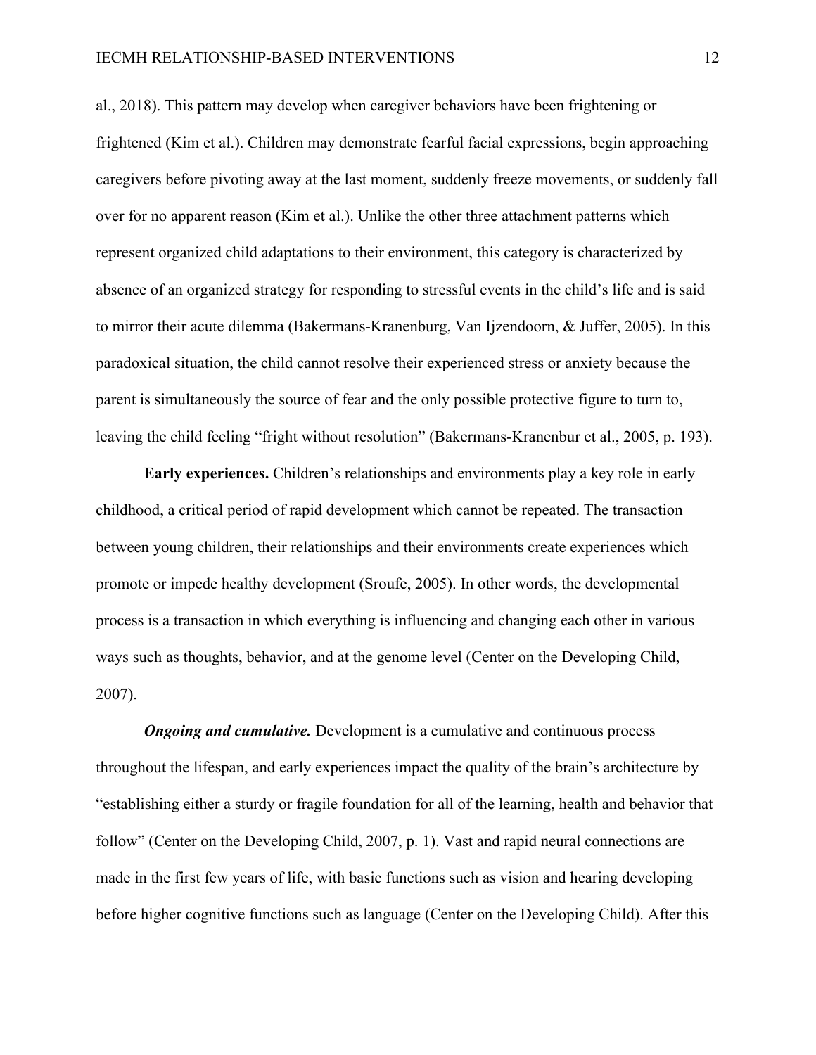al., 2018). This pattern may develop when caregiver behaviors have been frightening or frightened (Kim et al.). Children may demonstrate fearful facial expressions, begin approaching caregivers before pivoting away at the last moment, suddenly freeze movements, or suddenly fall over for no apparent reason (Kim et al.). Unlike the other three attachment patterns which represent organized child adaptations to their environment, this category is characterized by absence of an organized strategy for responding to stressful events in the child's life and is said to mirror their acute dilemma (Bakermans-Kranenburg, Van Ijzendoorn, & Juffer, 2005). In this paradoxical situation, the child cannot resolve their experienced stress or anxiety because the parent is simultaneously the source of fear and the only possible protective figure to turn to, leaving the child feeling "fright without resolution" (Bakermans-Kranenbur et al., 2005, p. 193).

**Early experiences.** Children's relationships and environments play a key role in early childhood, a critical period of rapid development which cannot be repeated. The transaction between young children, their relationships and their environments create experiences which promote or impede healthy development (Sroufe, 2005). In other words, the developmental process is a transaction in which everything is influencing and changing each other in various ways such as thoughts, behavior, and at the genome level (Center on the Developing Child, 2007).

***Ongoing and cumulative.*** Development is a cumulative and continuous process throughout the lifespan, and early experiences impact the quality of the brain's architecture by "establishing either a sturdy or fragile foundation for all of the learning, health and behavior that follow" (Center on the Developing Child, 2007, p. 1). Vast and rapid neural connections are made in the first few years of life, with basic functions such as vision and hearing developing before higher cognitive functions such as language (Center on the Developing Child). After this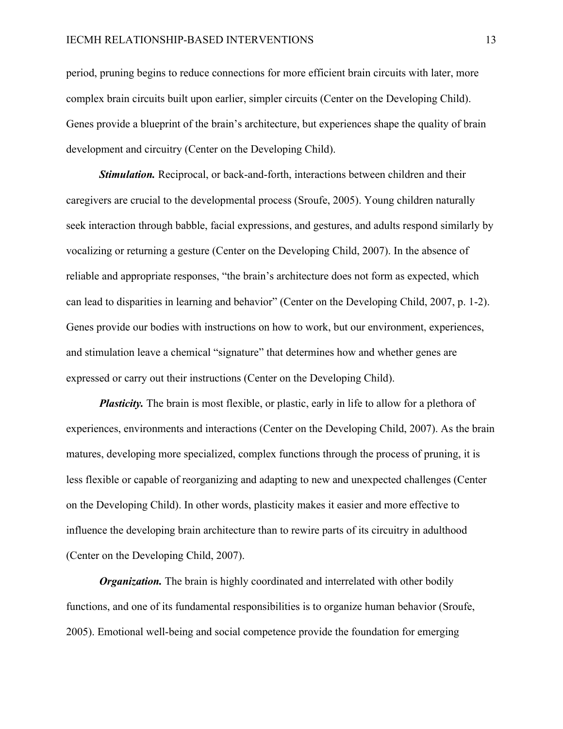period, pruning begins to reduce connections for more efficient brain circuits with later, more complex brain circuits built upon earlier, simpler circuits (Center on the Developing Child). Genes provide a blueprint of the brain's architecture, but experiences shape the quality of brain development and circuitry (Center on the Developing Child).

***Stimulation.*** Reciprocal, or back-and-forth, interactions between children and their caregivers are crucial to the developmental process (Sroufe, 2005). Young children naturally seek interaction through babble, facial expressions, and gestures, and adults respond similarly by vocalizing or returning a gesture (Center on the Developing Child, 2007). In the absence of reliable and appropriate responses, "the brain's architecture does not form as expected, which can lead to disparities in learning and behavior" (Center on the Developing Child, 2007, p. 1-2). Genes provide our bodies with instructions on how to work, but our environment, experiences, and stimulation leave a chemical "signature" that determines how and whether genes are expressed or carry out their instructions (Center on the Developing Child).

***Plasticity.*** The brain is most flexible, or plastic, early in life to allow for a plethora of experiences, environments and interactions (Center on the Developing Child, 2007). As the brain matures, developing more specialized, complex functions through the process of pruning, it is less flexible or capable of reorganizing and adapting to new and unexpected challenges (Center on the Developing Child). In other words, plasticity makes it easier and more effective to influence the developing brain architecture than to rewire parts of its circuitry in adulthood (Center on the Developing Child, 2007).

***Organization.*** The brain is highly coordinated and interrelated with other bodily functions, and one of its fundamental responsibilities is to organize human behavior (Sroufe, 2005). Emotional well-being and social competence provide the foundation for emerging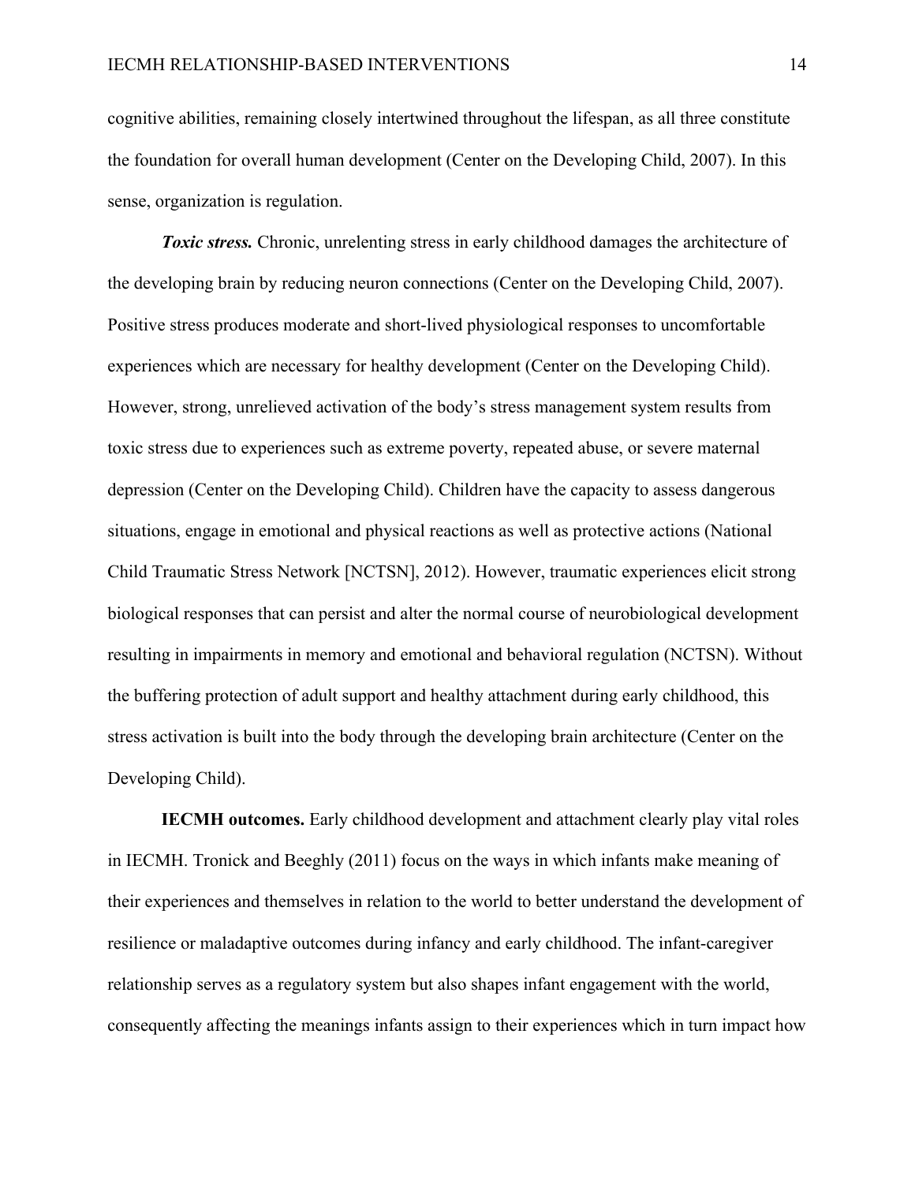cognitive abilities, remaining closely intertwined throughout the lifespan, as all three constitute the foundation for overall human development (Center on the Developing Child, 2007). In this sense, organization is regulation.

***Toxic stress.*** Chronic, unrelenting stress in early childhood damages the architecture of the developing brain by reducing neuron connections (Center on the Developing Child, 2007). Positive stress produces moderate and short-lived physiological responses to uncomfortable experiences which are necessary for healthy development (Center on the Developing Child). However, strong, unrelieved activation of the body's stress management system results from toxic stress due to experiences such as extreme poverty, repeated abuse, or severe maternal depression (Center on the Developing Child). Children have the capacity to assess dangerous situations, engage in emotional and physical reactions as well as protective actions (National Child Traumatic Stress Network [NCTSN], 2012). However, traumatic experiences elicit strong biological responses that can persist and alter the normal course of neurobiological development resulting in impairments in memory and emotional and behavioral regulation (NCTSN). Without the buffering protection of adult support and healthy attachment during early childhood, this stress activation is built into the body through the developing brain architecture (Center on the Developing Child).

**IECMH outcomes.** Early childhood development and attachment clearly play vital roles in IECMH. Tronick and Beeghly (2011) focus on the ways in which infants make meaning of their experiences and themselves in relation to the world to better understand the development of resilience or maladaptive outcomes during infancy and early childhood. The infant-caregiver relationship serves as a regulatory system but also shapes infant engagement with the world, consequently affecting the meanings infants assign to their experiences which in turn impact how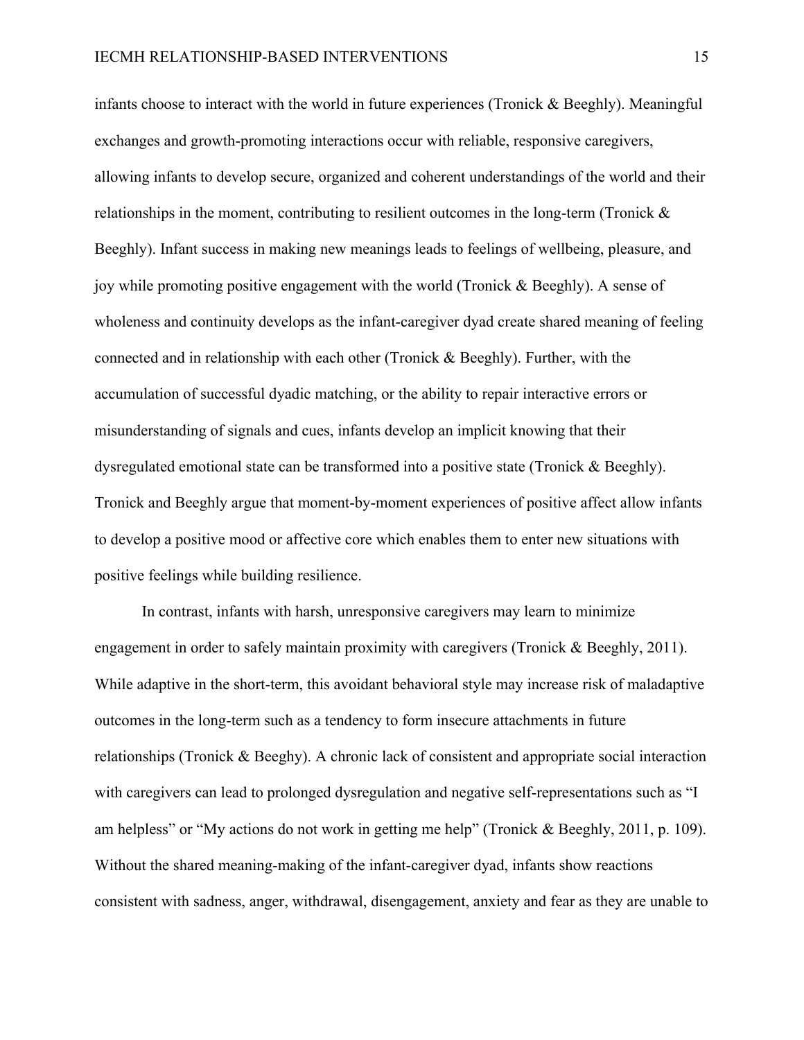infants choose to interact with the world in future experiences (Tronick & Beeghly). Meaningful exchanges and growth-promoting interactions occur with reliable, responsive caregivers, allowing infants to develop secure, organized and coherent understandings of the world and their relationships in the moment, contributing to resilient outcomes in the long-term (Tronick & Beeghly). Infant success in making new meanings leads to feelings of wellbeing, pleasure, and joy while promoting positive engagement with the world (Tronick & Beeghly). A sense of wholeness and continuity develops as the infant-caregiver dyad create shared meaning of feeling connected and in relationship with each other (Tronick & Beeghly). Further, with the accumulation of successful dyadic matching, or the ability to repair interactive errors or misunderstanding of signals and cues, infants develop an implicit knowing that their dysregulated emotional state can be transformed into a positive state (Tronick & Beeghly). Tronick and Beeghly argue that moment-by-moment experiences of positive affect allow infants to develop a positive mood or affective core which enables them to enter new situations with positive feelings while building resilience.

In contrast, infants with harsh, unresponsive caregivers may learn to minimize engagement in order to safely maintain proximity with caregivers (Tronick & Beeghly, 2011). While adaptive in the short-term, this avoidant behavioral style may increase risk of maladaptive outcomes in the long-term such as a tendency to form insecure attachments in future relationships (Tronick & Beeghy). A chronic lack of consistent and appropriate social interaction with caregivers can lead to prolonged dysregulation and negative self-representations such as "I am helpless" or "My actions do not work in getting me help" (Tronick & Beeghly, 2011, p. 109). Without the shared meaning-making of the infant-caregiver dyad, infants show reactions consistent with sadness, anger, withdrawal, disengagement, anxiety and fear as they are unable to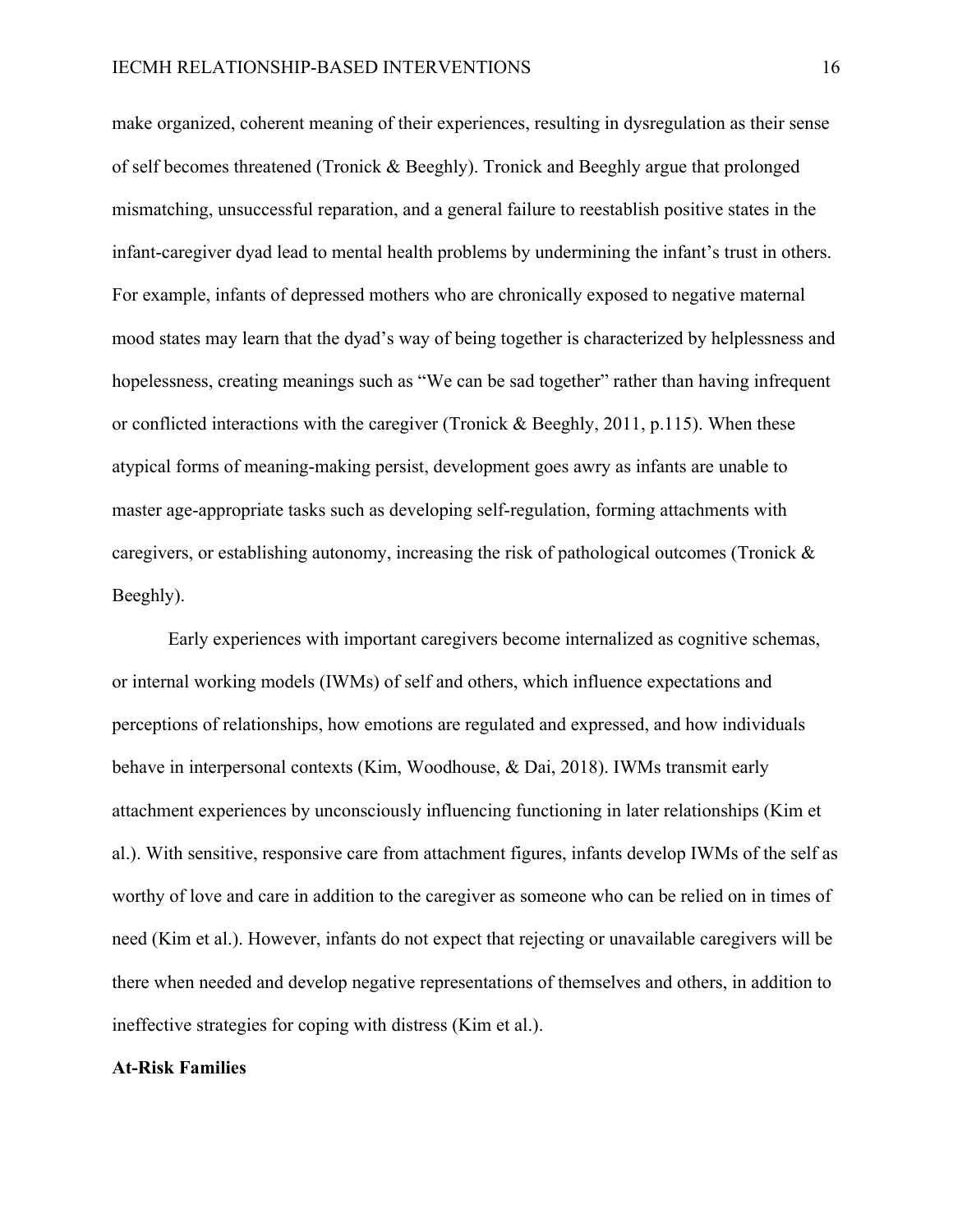make organized, coherent meaning of their experiences, resulting in dysregulation as their sense of self becomes threatened (Tronick & Beeghly). Tronick and Beeghly argue that prolonged mismatching, unsuccessful reparation, and a general failure to reestablish positive states in the infant-caregiver dyad lead to mental health problems by undermining the infant's trust in others. For example, infants of depressed mothers who are chronically exposed to negative maternal mood states may learn that the dyad's way of being together is characterized by helplessness and hopelessness, creating meanings such as "We can be sad together" rather than having infrequent or conflicted interactions with the caregiver (Tronick & Beeghly, 2011, p.115). When these atypical forms of meaning-making persist, development goes awry as infants are unable to master age-appropriate tasks such as developing self-regulation, forming attachments with caregivers, or establishing autonomy, increasing the risk of pathological outcomes (Tronick & Beeghly).

Early experiences with important caregivers become internalized as cognitive schemas, or internal working models (IWMs) of self and others, which influence expectations and perceptions of relationships, how emotions are regulated and expressed, and how individuals behave in interpersonal contexts (Kim, Woodhouse, & Dai, 2018). IWMs transmit early attachment experiences by unconsciously influencing functioning in later relationships (Kim et al.). With sensitive, responsive care from attachment figures, infants develop IWMs of the self as worthy of love and care in addition to the caregiver as someone who can be relied on in times of need (Kim et al.). However, infants do not expect that rejecting or unavailable caregivers will be there when needed and develop negative representations of themselves and others, in addition to ineffective strategies for coping with distress (Kim et al.).

**At-Risk Families**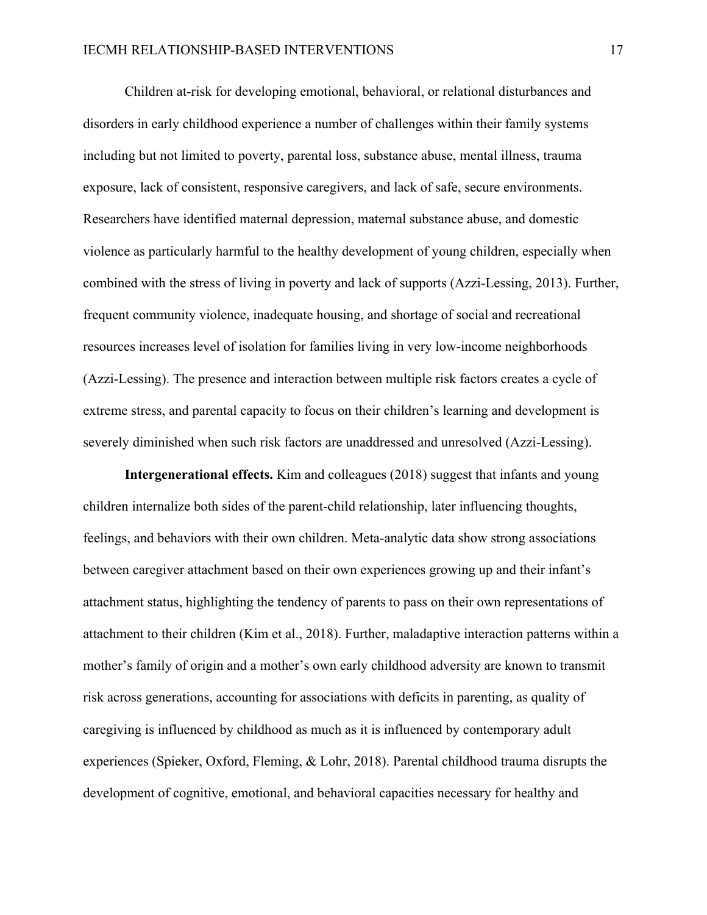Children at-risk for developing emotional, behavioral, or relational disturbances and disorders in early childhood experience a number of challenges within their family systems including but not limited to poverty, parental loss, substance abuse, mental illness, trauma exposure, lack of consistent, responsive caregivers, and lack of safe, secure environments. Researchers have identified maternal depression, maternal substance abuse, and domestic violence as particularly harmful to the healthy development of young children, especially when combined with the stress of living in poverty and lack of supports (Azzi-Lessing, 2013). Further, frequent community violence, inadequate housing, and shortage of social and recreational resources increases level of isolation for families living in very low-income neighborhoods (Azzi-Lessing). The presence and interaction between multiple risk factors creates a cycle of extreme stress, and parental capacity to focus on their children's learning and development is severely diminished when such risk factors are unaddressed and unresolved (Azzi-Lessing).

**Intergenerational effects.** Kim and colleagues (2018) suggest that infants and young children internalize both sides of the parent-child relationship, later influencing thoughts, feelings, and behaviors with their own children. Meta-analytic data show strong associations between caregiver attachment based on their own experiences growing up and their infant's attachment status, highlighting the tendency of parents to pass on their own representations of attachment to their children (Kim et al., 2018). Further, maladaptive interaction patterns within a mother's family of origin and a mother's own early childhood adversity are known to transmit risk across generations, accounting for associations with deficits in parenting, as quality of caregiving is influenced by childhood as much as it is influenced by contemporary adult experiences (Spieker, Oxford, Fleming, & Lohr, 2018). Parental childhood trauma disrupts the development of cognitive, emotional, and behavioral capacities necessary for healthy and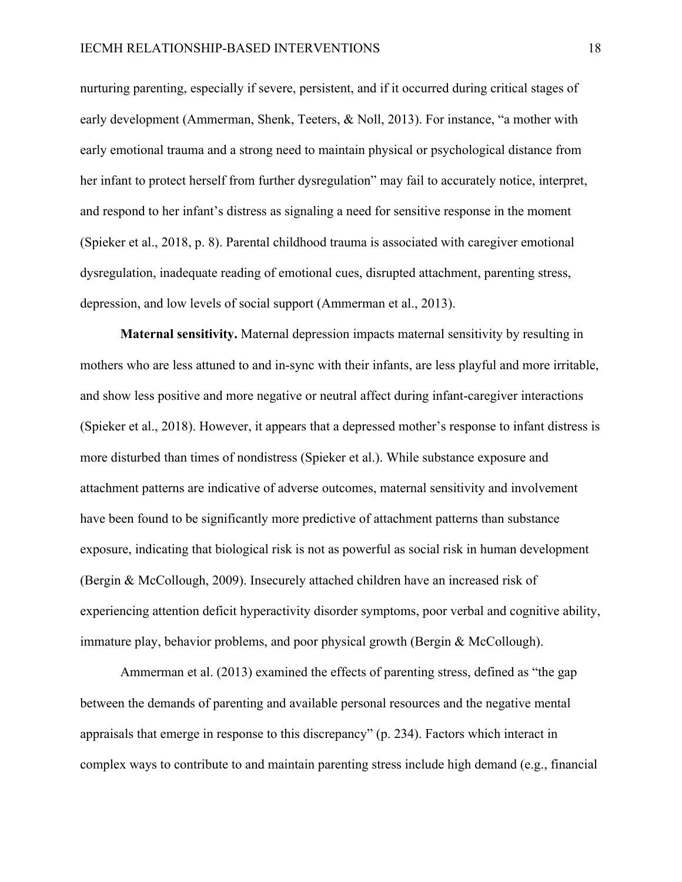nurturing parenting, especially if severe, persistent, and if it occurred during critical stages of early development (Ammerman, Shenk, Teeters, & Noll, 2013). For instance, "a mother with early emotional trauma and a strong need to maintain physical or psychological distance from her infant to protect herself from further dysregulation" may fail to accurately notice, interpret, and respond to her infant's distress as signaling a need for sensitive response in the moment (Spieker et al., 2018, p. 8). Parental childhood trauma is associated with caregiver emotional dysregulation, inadequate reading of emotional cues, disrupted attachment, parenting stress, depression, and low levels of social support (Ammerman et al., 2013).

**Maternal sensitivity.** Maternal depression impacts maternal sensitivity by resulting in mothers who are less attuned to and in-sync with their infants, are less playful and more irritable, and show less positive and more negative or neutral affect during infant-caregiver interactions (Spieker et al., 2018). However, it appears that a depressed mother's response to infant distress is more disturbed than times of nondistress (Spieker et al.). While substance exposure and attachment patterns are indicative of adverse outcomes, maternal sensitivity and involvement have been found to be significantly more predictive of attachment patterns than substance exposure, indicating that biological risk is not as powerful as social risk in human development (Bergin & McCollough, 2009). Insecurely attached children have an increased risk of experiencing attention deficit hyperactivity disorder symptoms, poor verbal and cognitive ability, immature play, behavior problems, and poor physical growth (Bergin & McCollough).

Ammerman et al. (2013) examined the effects of parenting stress, defined as "the gap between the demands of parenting and available personal resources and the negative mental appraisals that emerge in response to this discrepancy" (p. 234). Factors which interact in complex ways to contribute to and maintain parenting stress include high demand (e.g., financial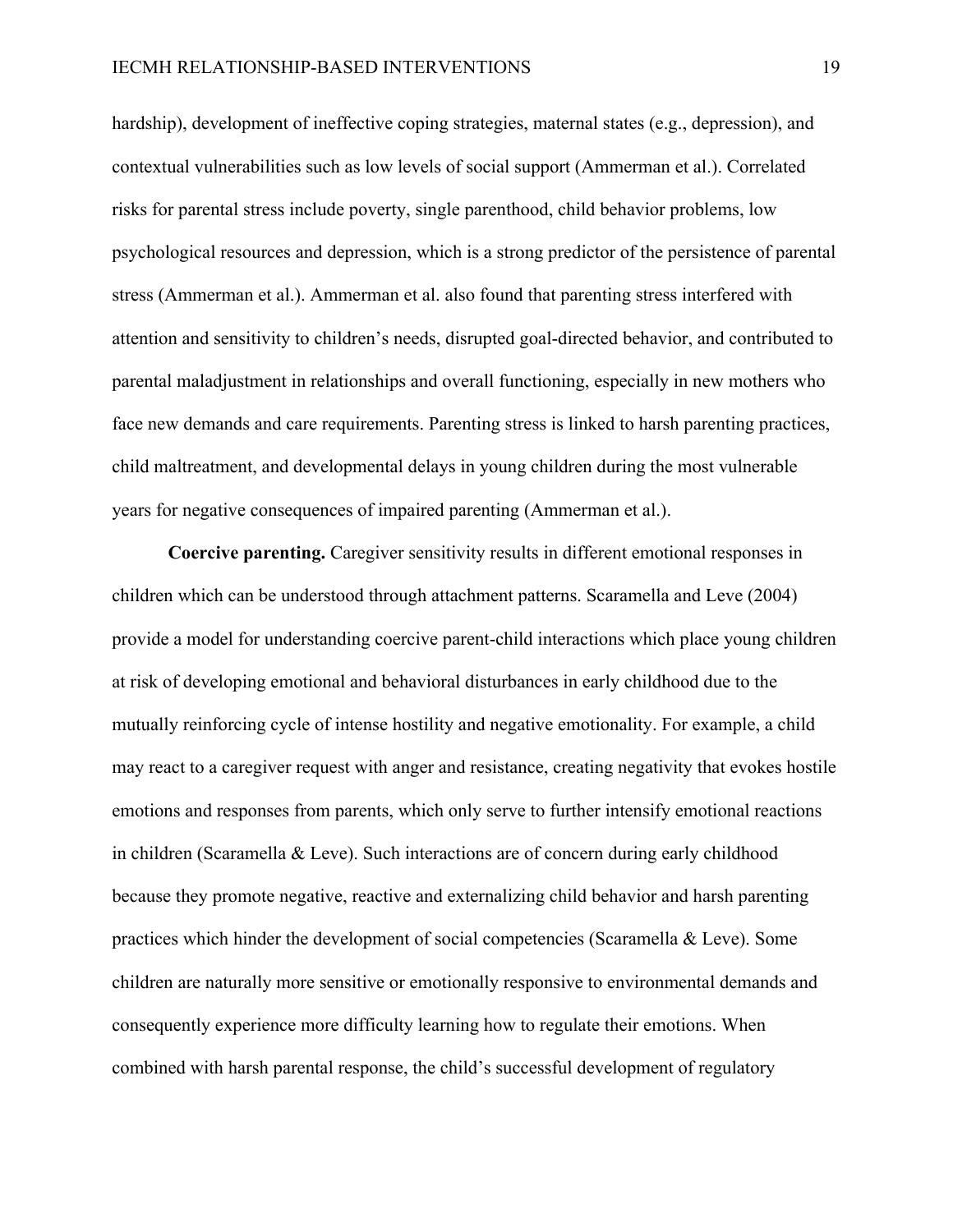hardship), development of ineffective coping strategies, maternal states (e.g., depression), and contextual vulnerabilities such as low levels of social support (Ammerman et al.). Correlated risks for parental stress include poverty, single parenthood, child behavior problems, low psychological resources and depression, which is a strong predictor of the persistence of parental stress (Ammerman et al.). Ammerman et al. also found that parenting stress interfered with attention and sensitivity to children's needs, disrupted goal-directed behavior, and contributed to parental maladjustment in relationships and overall functioning, especially in new mothers who face new demands and care requirements. Parenting stress is linked to harsh parenting practices, child maltreatment, and developmental delays in young children during the most vulnerable years for negative consequences of impaired parenting (Ammerman et al.).

**Coercive parenting.** Caregiver sensitivity results in different emotional responses in children which can be understood through attachment patterns. Scaramella and Leve (2004) provide a model for understanding coercive parent-child interactions which place young children at risk of developing emotional and behavioral disturbances in early childhood due to the mutually reinforcing cycle of intense hostility and negative emotionality. For example, a child may react to a caregiver request with anger and resistance, creating negativity that evokes hostile emotions and responses from parents, which only serve to further intensify emotional reactions in children (Scaramella & Leve). Such interactions are of concern during early childhood because they promote negative, reactive and externalizing child behavior and harsh parenting practices which hinder the development of social competencies (Scaramella & Leve). Some children are naturally more sensitive or emotionally responsive to environmental demands and consequently experience more difficulty learning how to regulate their emotions. When combined with harsh parental response, the child's successful development of regulatory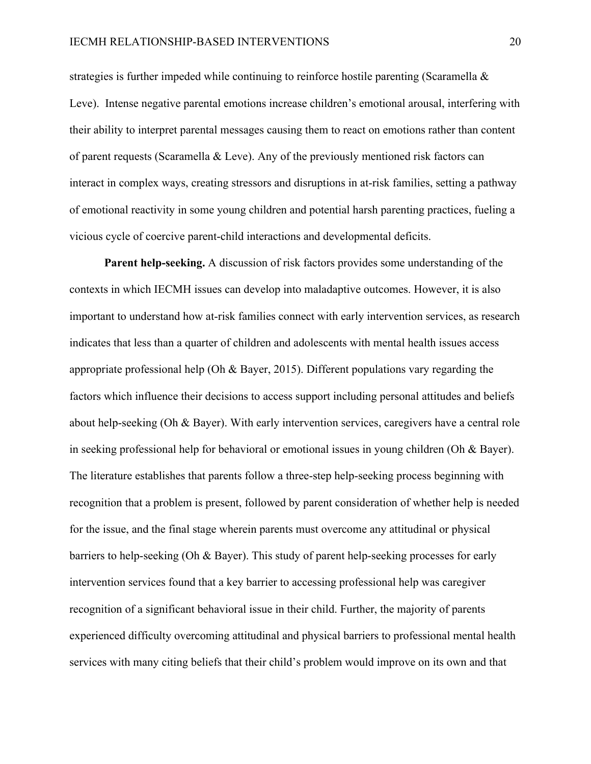strategies is further impeded while continuing to reinforce hostile parenting (Scaramella & Leve). Intense negative parental emotions increase children's emotional arousal, interfering with their ability to interpret parental messages causing them to react on emotions rather than content of parent requests (Scaramella & Leve). Any of the previously mentioned risk factors can interact in complex ways, creating stressors and disruptions in at-risk families, setting a pathway of emotional reactivity in some young children and potential harsh parenting practices, fueling a vicious cycle of coercive parent-child interactions and developmental deficits.

**Parent help-seeking.** A discussion of risk factors provides some understanding of the contexts in which IECMH issues can develop into maladaptive outcomes. However, it is also important to understand how at-risk families connect with early intervention services, as research indicates that less than a quarter of children and adolescents with mental health issues access appropriate professional help (Oh & Bayer, 2015). Different populations vary regarding the factors which influence their decisions to access support including personal attitudes and beliefs about help-seeking (Oh & Bayer). With early intervention services, caregivers have a central role in seeking professional help for behavioral or emotional issues in young children (Oh & Bayer). The literature establishes that parents follow a three-step help-seeking process beginning with recognition that a problem is present, followed by parent consideration of whether help is needed for the issue, and the final stage wherein parents must overcome any attitudinal or physical barriers to help-seeking (Oh & Bayer). This study of parent help-seeking processes for early intervention services found that a key barrier to accessing professional help was caregiver recognition of a significant behavioral issue in their child. Further, the majority of parents experienced difficulty overcoming attitudinal and physical barriers to professional mental health services with many citing beliefs that their child's problem would improve on its own and that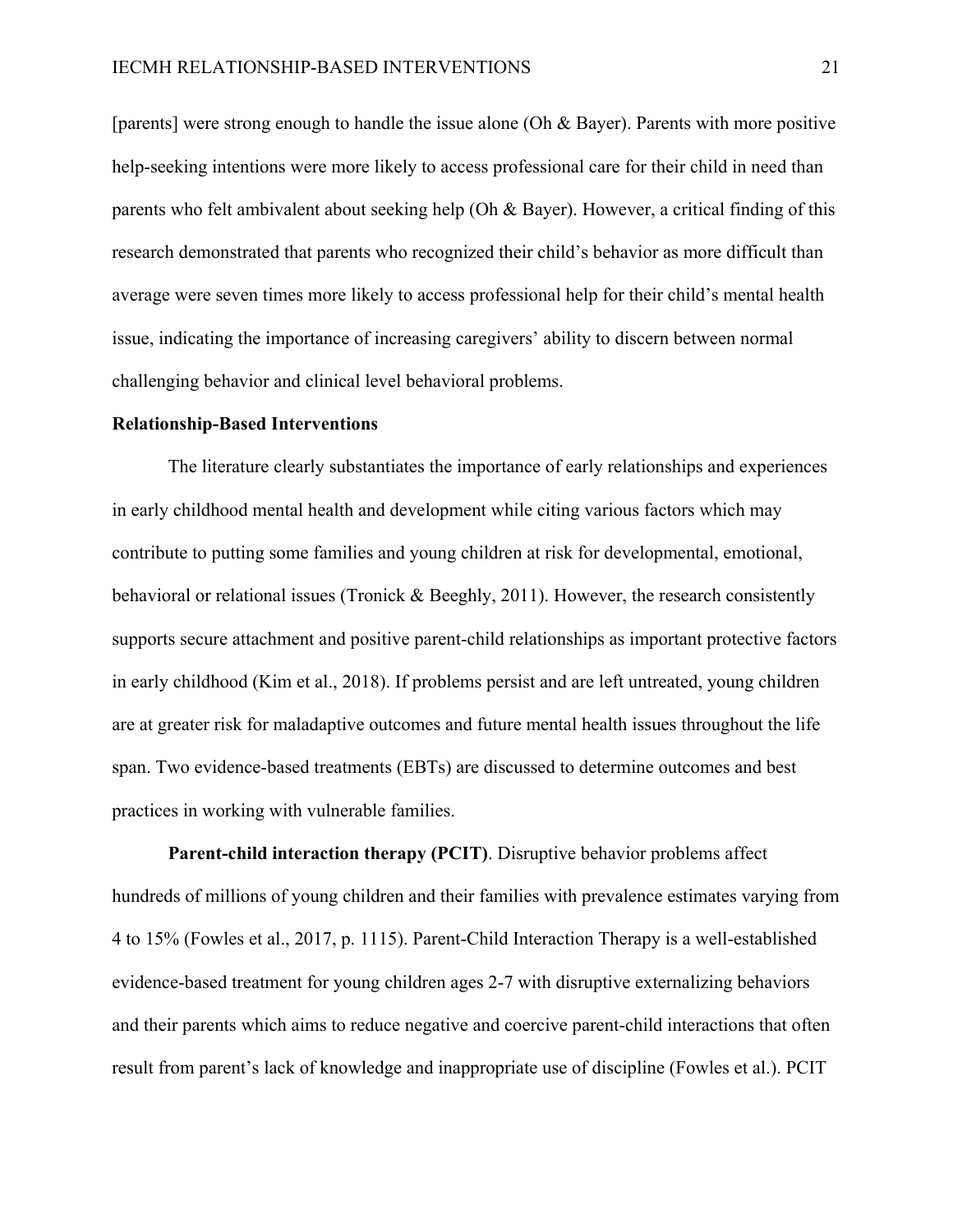[parents] were strong enough to handle the issue alone (Oh & Bayer). Parents with more positive help-seeking intentions were more likely to access professional care for their child in need than parents who felt ambivalent about seeking help (Oh & Bayer). However, a critical finding of this research demonstrated that parents who recognized their child's behavior as more difficult than average were seven times more likely to access professional help for their child's mental health issue, indicating the importance of increasing caregivers' ability to discern between normal challenging behavior and clinical level behavioral problems.

## Relationship-Based Interventions

The literature clearly substantiates the importance of early relationships and experiences in early childhood mental health and development while citing various factors which may contribute to putting some families and young children at risk for developmental, emotional, behavioral or relational issues (Tronick & Beeghly, 2011). However, the research consistently supports secure attachment and positive parent-child relationships as important protective factors in early childhood (Kim et al., 2018). If problems persist and are left untreated, young children are at greater risk for maladaptive outcomes and future mental health issues throughout the life span. Two evidence-based treatments (EBTs) are discussed to determine outcomes and best practices in working with vulnerable families.

**Parent-child interaction therapy (PCIT)**. Disruptive behavior problems affect hundreds of millions of young children and their families with prevalence estimates varying from 4 to 15% (Fowles et al., 2017, p. 1115). Parent-Child Interaction Therapy is a well-established evidence-based treatment for young children ages 2-7 with disruptive externalizing behaviors and their parents which aims to reduce negative and coercive parent-child interactions that often result from parent's lack of knowledge and inappropriate use of discipline (Fowles et al.). PCIT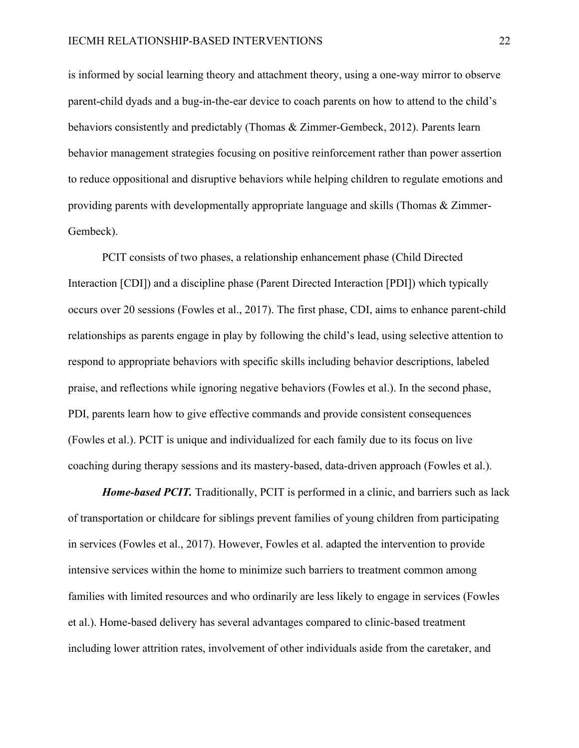is informed by social learning theory and attachment theory, using a one-way mirror to observe parent-child dyads and a bug-in-the-ear device to coach parents on how to attend to the child's behaviors consistently and predictably (Thomas & Zimmer-Gembeck, 2012). Parents learn behavior management strategies focusing on positive reinforcement rather than power assertion to reduce oppositional and disruptive behaviors while helping children to regulate emotions and providing parents with developmentally appropriate language and skills (Thomas & Zimmer-Gembeck).

PCIT consists of two phases, a relationship enhancement phase (Child Directed Interaction [CDI]) and a discipline phase (Parent Directed Interaction [PDI]) which typically occurs over 20 sessions (Fowles et al., 2017). The first phase, CDI, aims to enhance parent-child relationships as parents engage in play by following the child's lead, using selective attention to respond to appropriate behaviors with specific skills including behavior descriptions, labeled praise, and reflections while ignoring negative behaviors (Fowles et al.). In the second phase, PDI, parents learn how to give effective commands and provide consistent consequences (Fowles et al.). PCIT is unique and individualized for each family due to its focus on live coaching during therapy sessions and its mastery-based, data-driven approach (Fowles et al.).

***Home-based PCIT.*** Traditionally, PCIT is performed in a clinic, and barriers such as lack of transportation or childcare for siblings prevent families of young children from participating in services (Fowles et al., 2017). However, Fowles et al. adapted the intervention to provide intensive services within the home to minimize such barriers to treatment common among families with limited resources and who ordinarily are less likely to engage in services (Fowles et al.). Home-based delivery has several advantages compared to clinic-based treatment including lower attrition rates, involvement of other individuals aside from the caretaker, and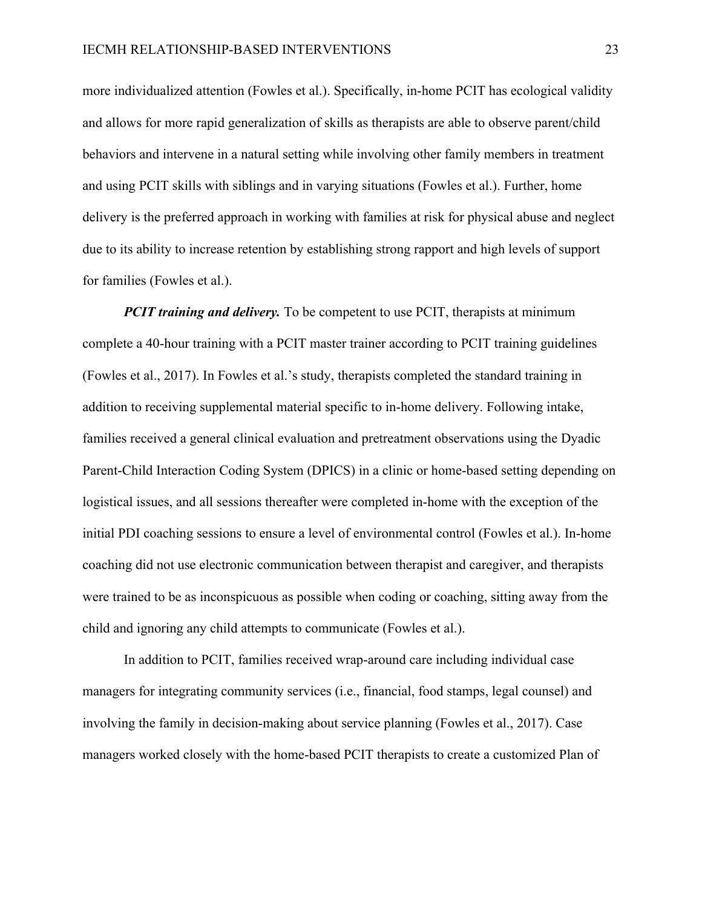more individualized attention (Fowles et al.). Specifically, in-home PCIT has ecological validity and allows for more rapid generalization of skills as therapists are able to observe parent/child behaviors and intervene in a natural setting while involving other family members in treatment and using PCIT skills with siblings and in varying situations (Fowles et al.). Further, home delivery is the preferred approach in working with families at risk for physical abuse and neglect due to its ability to increase retention by establishing strong rapport and high levels of support for families (Fowles et al.).

***PCIT training and delivery.*** To be competent to use PCIT, therapists at minimum complete a 40-hour training with a PCIT master trainer according to PCIT training guidelines (Fowles et al., 2017). In Fowles et al.'s study, therapists completed the standard training in addition to receiving supplemental material specific to in-home delivery. Following intake, families received a general clinical evaluation and pretreatment observations using the Dyadic Parent-Child Interaction Coding System (DPICS) in a clinic or home-based setting depending on logistical issues, and all sessions thereafter were completed in-home with the exception of the initial PDI coaching sessions to ensure a level of environmental control (Fowles et al.). In-home coaching did not use electronic communication between therapist and caregiver, and therapists were trained to be as inconspicuous as possible when coding or coaching, sitting away from the child and ignoring any child attempts to communicate (Fowles et al.).

In addition to PCIT, families received wrap-around care including individual case managers for integrating community services (i.e., financial, food stamps, legal counsel) and involving the family in decision-making about service planning (Fowles et al., 2017). Case managers worked closely with the home-based PCIT therapists to create a customized Plan of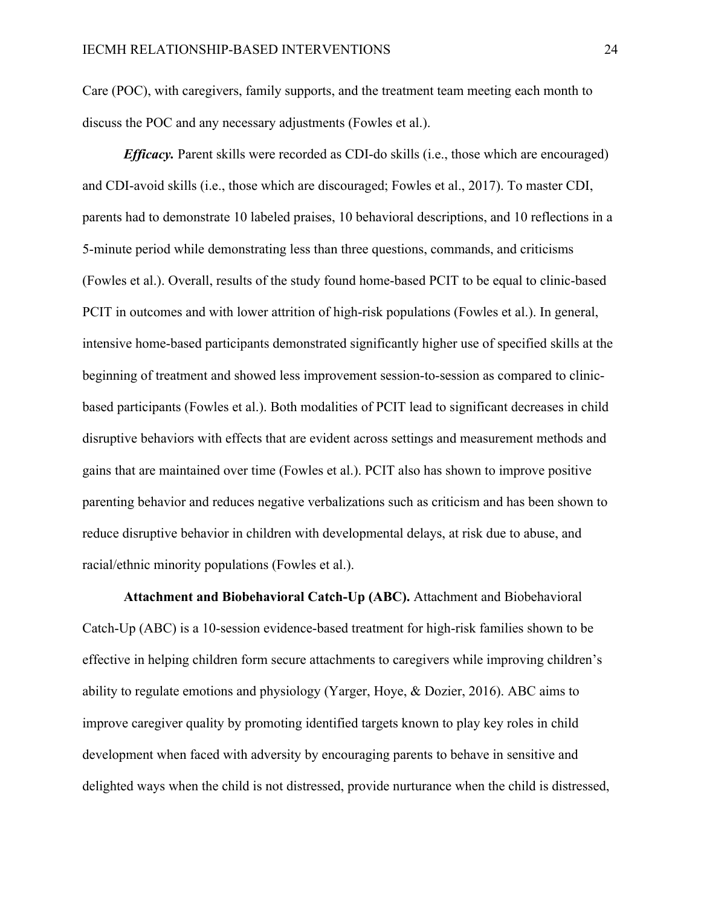Care (POC), with caregivers, family supports, and the treatment team meeting each month to discuss the POC and any necessary adjustments (Fowles et al.).

***Efficacy.*** Parent skills were recorded as CDI-do skills (i.e., those which are encouraged) and CDI-avoid skills (i.e., those which are discouraged; Fowles et al., 2017). To master CDI, parents had to demonstrate 10 labeled praises, 10 behavioral descriptions, and 10 reflections in a 5-minute period while demonstrating less than three questions, commands, and criticisms (Fowles et al.). Overall, results of the study found home-based PCIT to be equal to clinic-based PCIT in outcomes and with lower attrition of high-risk populations (Fowles et al.). In general, intensive home-based participants demonstrated significantly higher use of specified skills at the beginning of treatment and showed less improvement session-to-session as compared to clinic-based participants (Fowles et al.). Both modalities of PCIT lead to significant decreases in child disruptive behaviors with effects that are evident across settings and measurement methods and gains that are maintained over time (Fowles et al.). PCIT also has shown to improve positive parenting behavior and reduces negative verbalizations such as criticism and has been shown to reduce disruptive behavior in children with developmental delays, at risk due to abuse, and racial/ethnic minority populations (Fowles et al.).

**Attachment and Biobehavioral Catch-Up (ABC).** Attachment and Biobehavioral Catch-Up (ABC) is a 10-session evidence-based treatment for high-risk families shown to be effective in helping children form secure attachments to caregivers while improving children's ability to regulate emotions and physiology (Yarger, Hoye, & Dozier, 2016). ABC aims to improve caregiver quality by promoting identified targets known to play key roles in child development when faced with adversity by encouraging parents to behave in sensitive and delighted ways when the child is not distressed, provide nurturance when the child is distressed,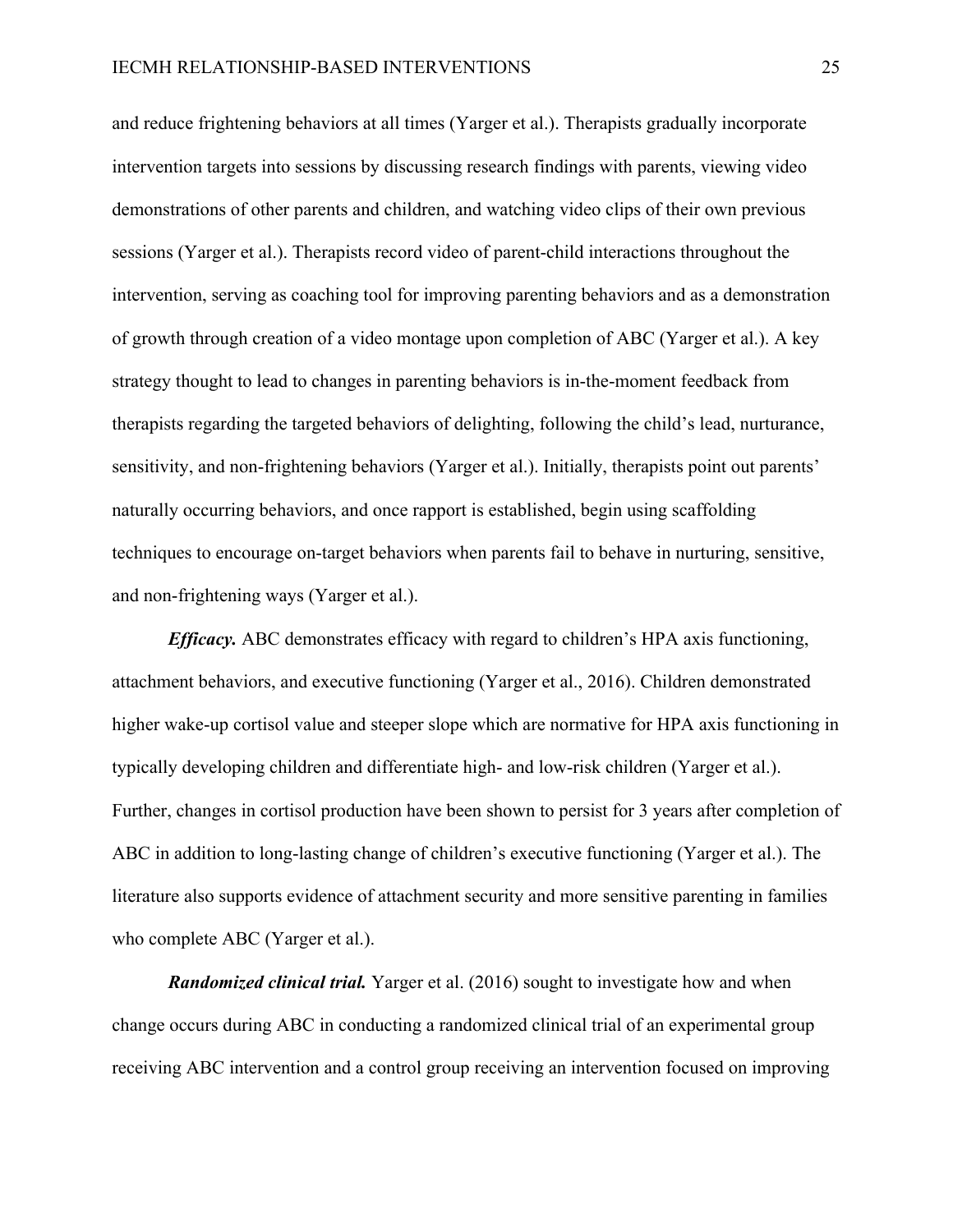and reduce frightening behaviors at all times (Yarger et al.). Therapists gradually incorporate intervention targets into sessions by discussing research findings with parents, viewing video demonstrations of other parents and children, and watching video clips of their own previous sessions (Yarger et al.). Therapists record video of parent-child interactions throughout the intervention, serving as coaching tool for improving parenting behaviors and as a demonstration of growth through creation of a video montage upon completion of ABC (Yarger et al.). A key strategy thought to lead to changes in parenting behaviors is in-the-moment feedback from therapists regarding the targeted behaviors of delighting, following the child's lead, nurturance, sensitivity, and non-frightening behaviors (Yarger et al.). Initially, therapists point out parents' naturally occurring behaviors, and once rapport is established, begin using scaffolding techniques to encourage on-target behaviors when parents fail to behave in nurturing, sensitive, and non-frightening ways (Yarger et al.).

***Efficacy.*** ABC demonstrates efficacy with regard to children's HPA axis functioning, attachment behaviors, and executive functioning (Yarger et al., 2016). Children demonstrated higher wake-up cortisol value and steeper slope which are normative for HPA axis functioning in typically developing children and differentiate high- and low-risk children (Yarger et al.). Further, changes in cortisol production have been shown to persist for 3 years after completion of ABC in addition to long-lasting change of children's executive functioning (Yarger et al.). The literature also supports evidence of attachment security and more sensitive parenting in families who complete ABC (Yarger et al.).

***Randomized clinical trial.*** Yarger et al. (2016) sought to investigate how and when change occurs during ABC in conducting a randomized clinical trial of an experimental group receiving ABC intervention and a control group receiving an intervention focused on improving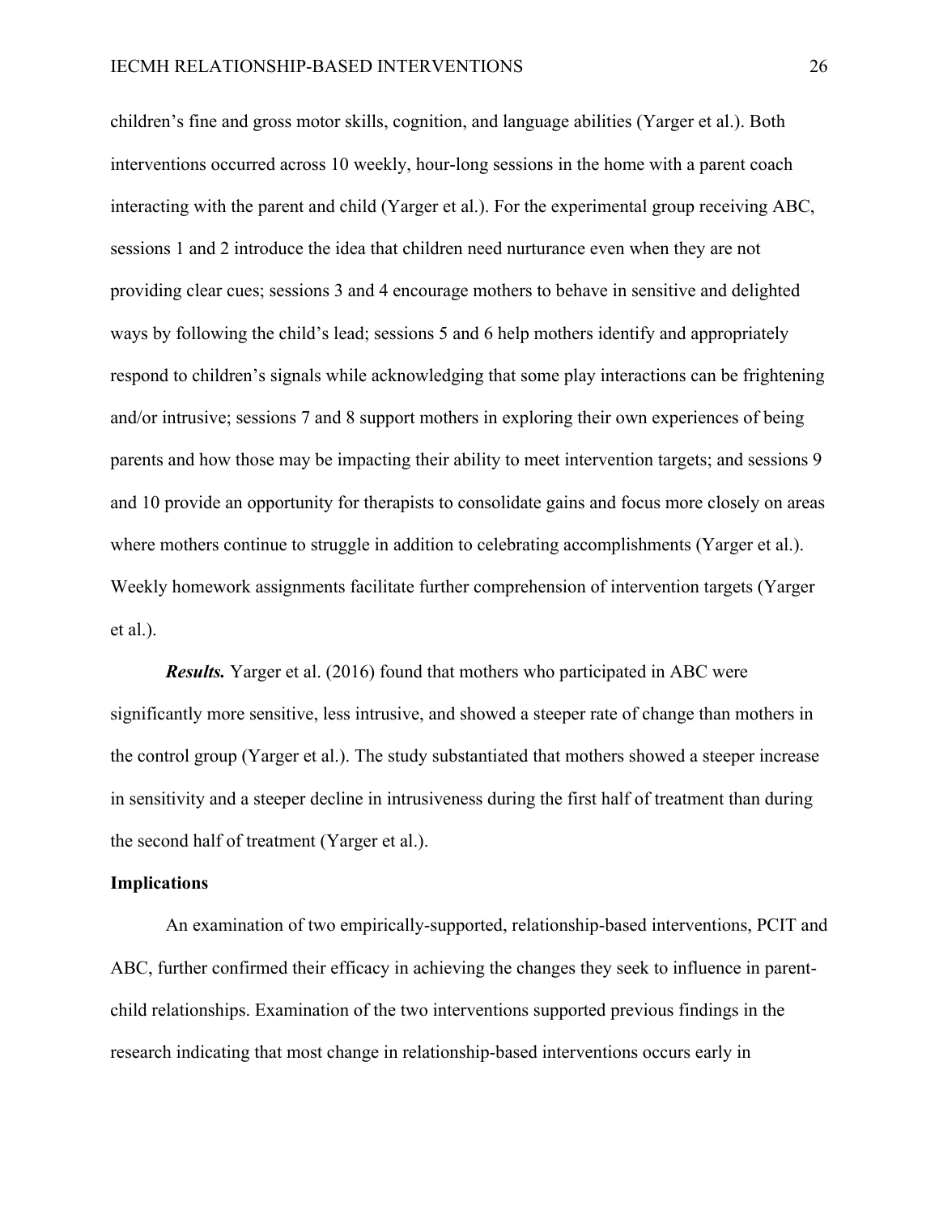children's fine and gross motor skills, cognition, and language abilities (Yarger et al.). Both interventions occurred across 10 weekly, hour-long sessions in the home with a parent coach interacting with the parent and child (Yarger et al.). For the experimental group receiving ABC, sessions 1 and 2 introduce the idea that children need nurturance even when they are not providing clear cues; sessions 3 and 4 encourage mothers to behave in sensitive and delighted ways by following the child's lead; sessions 5 and 6 help mothers identify and appropriately respond to children's signals while acknowledging that some play interactions can be frightening and/or intrusive; sessions 7 and 8 support mothers in exploring their own experiences of being parents and how those may be impacting their ability to meet intervention targets; and sessions 9 and 10 provide an opportunity for therapists to consolidate gains and focus more closely on areas where mothers continue to struggle in addition to celebrating accomplishments (Yarger et al.). Weekly homework assignments facilitate further comprehension of intervention targets (Yarger et al.).

***Results.*** Yarger et al. (2016) found that mothers who participated in ABC were significantly more sensitive, less intrusive, and showed a steeper rate of change than mothers in the control group (Yarger et al.). The study substantiated that mothers showed a steeper increase in sensitivity and a steeper decline in intrusiveness during the first half of treatment than during the second half of treatment (Yarger et al.).

## Implications

An examination of two empirically-supported, relationship-based interventions, PCIT and ABC, further confirmed their efficacy in achieving the changes they seek to influence in parent-child relationships. Examination of the two interventions supported previous findings in the research indicating that most change in relationship-based interventions occurs early in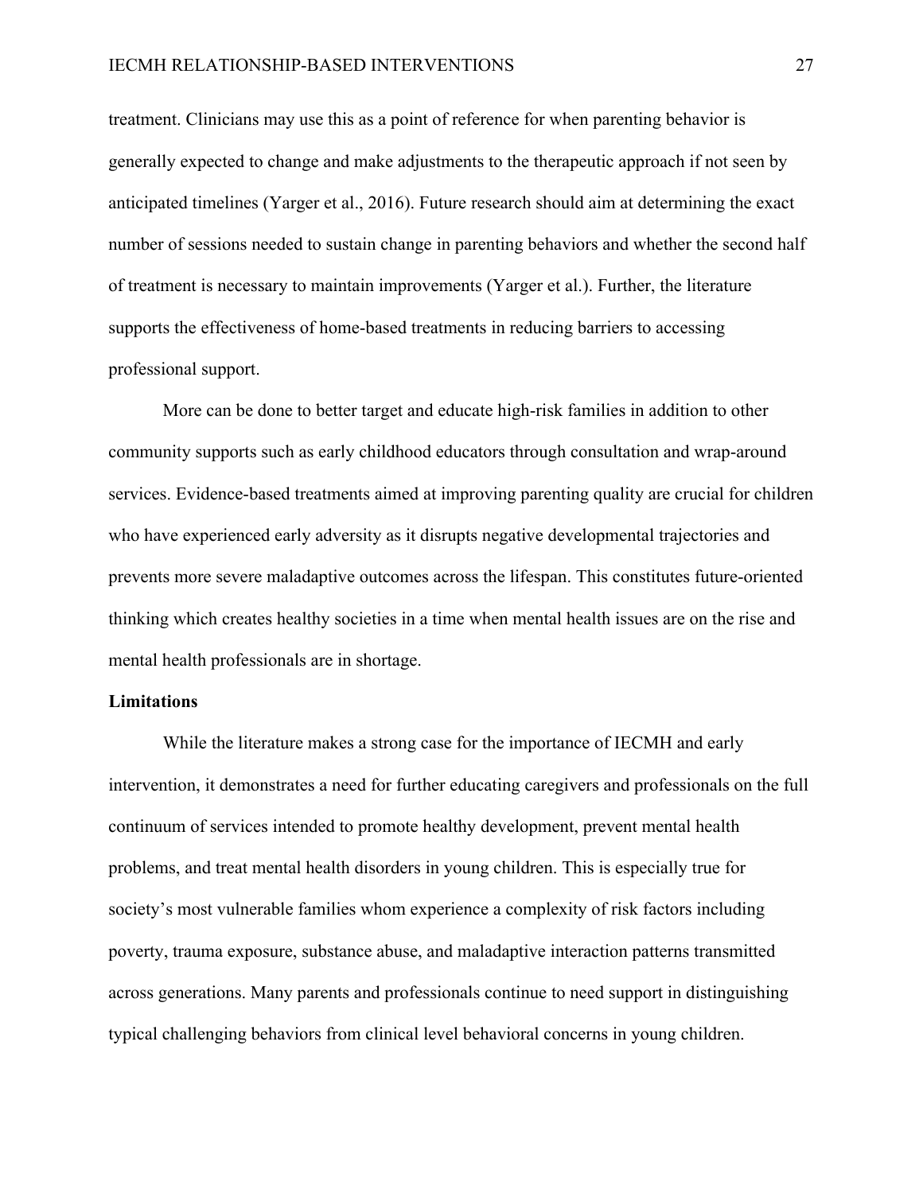treatment. Clinicians may use this as a point of reference for when parenting behavior is generally expected to change and make adjustments to the therapeutic approach if not seen by anticipated timelines (Yarger et al., 2016). Future research should aim at determining the exact number of sessions needed to sustain change in parenting behaviors and whether the second half of treatment is necessary to maintain improvements (Yarger et al.). Further, the literature supports the effectiveness of home-based treatments in reducing barriers to accessing professional support.

More can be done to better target and educate high-risk families in addition to other community supports such as early childhood educators through consultation and wrap-around services. Evidence-based treatments aimed at improving parenting quality are crucial for children who have experienced early adversity as it disrupts negative developmental trajectories and prevents more severe maladaptive outcomes across the lifespan. This constitutes future-oriented thinking which creates healthy societies in a time when mental health issues are on the rise and mental health professionals are in shortage.

## Limitations

While the literature makes a strong case for the importance of IECMH and early intervention, it demonstrates a need for further educating caregivers and professionals on the full continuum of services intended to promote healthy development, prevent mental health problems, and treat mental health disorders in young children. This is especially true for society's most vulnerable families whom experience a complexity of risk factors including poverty, trauma exposure, substance abuse, and maladaptive interaction patterns transmitted across generations. Many parents and professionals continue to need support in distinguishing typical challenging behaviors from clinical level behavioral concerns in young children.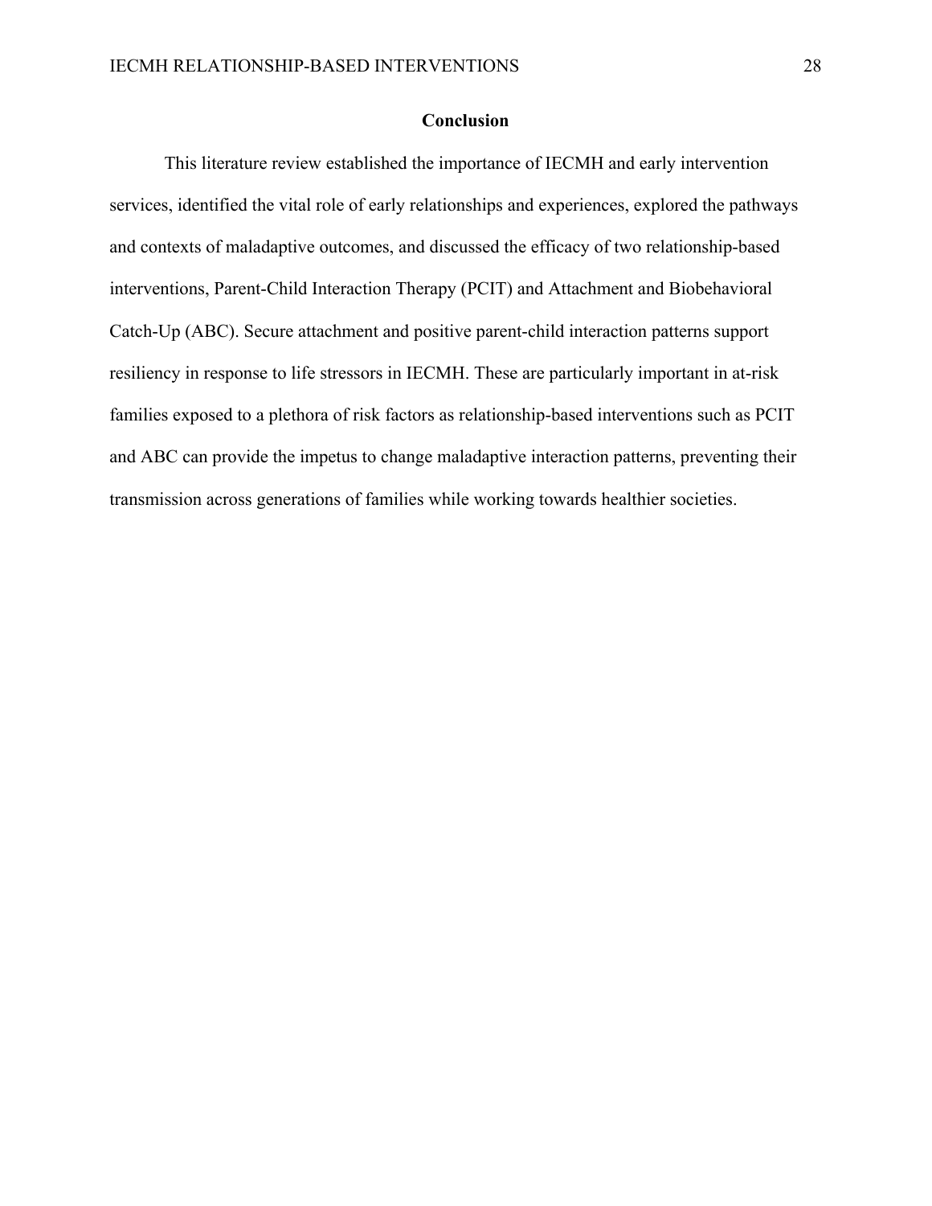## Conclusion

This literature review established the importance of IECMH and early intervention services, identified the vital role of early relationships and experiences, explored the pathways and contexts of maladaptive outcomes, and discussed the efficacy of two relationship-based interventions, Parent-Child Interaction Therapy (PCIT) and Attachment and Biobehavioral Catch-Up (ABC). Secure attachment and positive parent-child interaction patterns support resiliency in response to life stressors in IECMH. These are particularly important in at-risk families exposed to a plethora of risk factors as relationship-based interventions such as PCIT and ABC can provide the impetus to change maladaptive interaction patterns, preventing their transmission across generations of families while working towards healthier societies.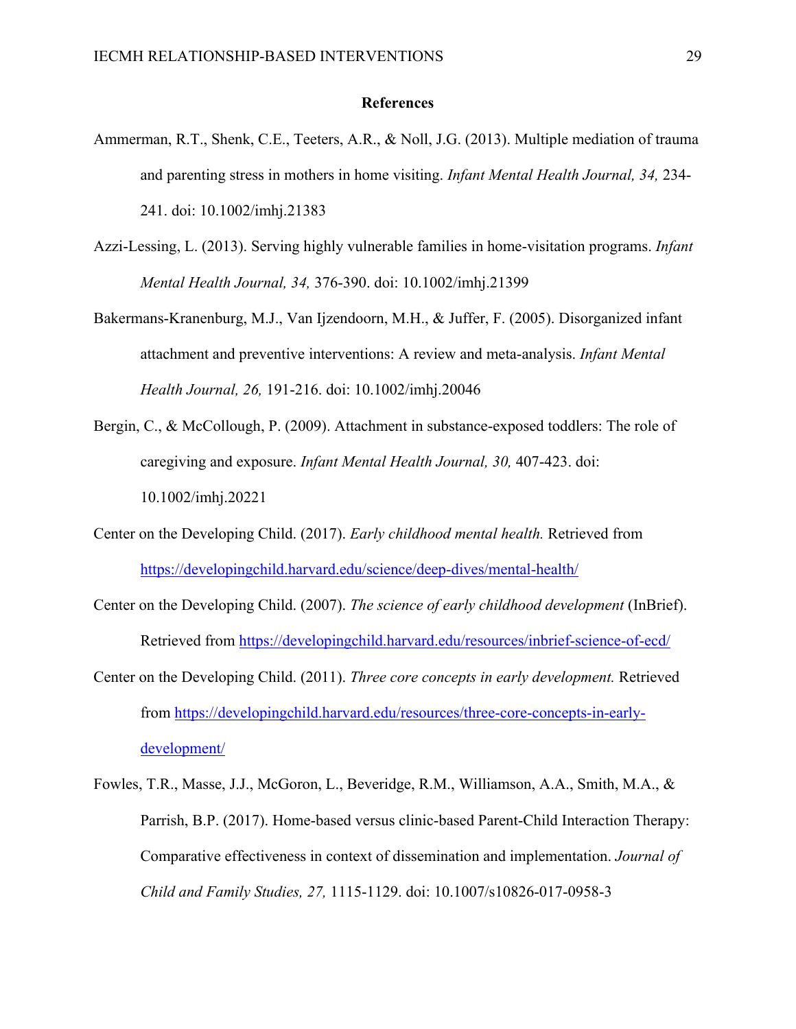# References

Ammerman, R.T., Shenk, C.E., Teeters, A.R., & Noll, J.G. (2013). Multiple mediation of trauma and parenting stress in mothers in home visiting. *Infant Mental Health Journal, 34,* 234-241. doi: 10.1002/imhj.21383

Azzi-Lessing, L. (2013). Serving highly vulnerable families in home-visitation programs. *Infant Mental Health Journal, 34,* 376-390. doi: 10.1002/imhj.21399

Bakermans-Kranenburg, M.J., Van Ijzendoorn, M.H., & Juffer, F. (2005). Disorganized infant attachment and preventive interventions: A review and meta-analysis. *Infant Mental Health Journal, 26,* 191-216. doi: 10.1002/imhj.20046

Bergin, C., & McCollough, P. (2009). Attachment in substance-exposed toddlers: The role of caregiving and exposure. *Infant Mental Health Journal, 30,* 407-423. doi: 10.1002/imhj.20221

Center on the Developing Child. (2017). *Early childhood mental health.* Retrieved from https://developingchild.harvard.edu/science/deep-dives/mental-health/

Center on the Developing Child. (2007). *The science of early childhood development* (InBrief). Retrieved from https://developingchild.harvard.edu/resources/inbrief-science-of-ecd/

Center on the Developing Child. (2011). *Three core concepts in early development.* Retrieved from https://developingchild.harvard.edu/resources/three-core-concepts-in-early-development/

Fowles, T.R., Masse, J.J., McGoron, L., Beveridge, R.M., Williamson, A.A., Smith, M.A., & Parrish, B.P. (2017). Home-based versus clinic-based Parent-Child Interaction Therapy: Comparative effectiveness in context of dissemination and implementation. *Journal of Child and Family Studies, 27,* 1115-1129. doi: 10.1007/s10826-017-0958-3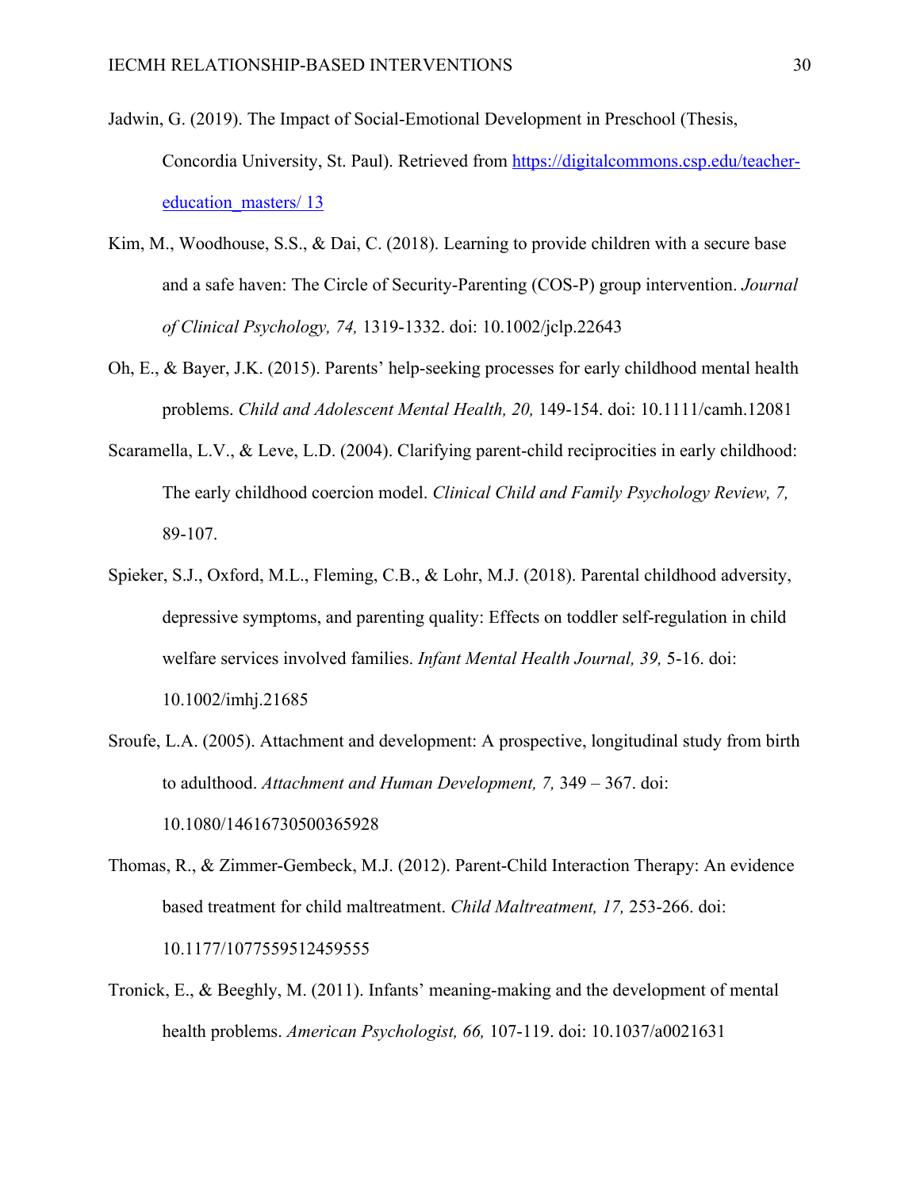Jadwin, G. (2019). The Impact of Social-Emotional Development in Preschool (Thesis, Concordia University, St. Paul). Retrieved from [https://digitalcommons.csp.edu/teacher-education_masters/ 13](https://digitalcommons.csp.edu/teacher-education_masters/13)

Kim, M., Woodhouse, S.S., & Dai, C. (2018). Learning to provide children with a secure base and a safe haven: The Circle of Security-Parenting (COS-P) group intervention. *Journal of Clinical Psychology, 74,* 1319-1332. doi: 10.1002/jclp.22643

Oh, E., & Bayer, J.K. (2015). Parents' help-seeking processes for early childhood mental health problems. *Child and Adolescent Mental Health, 20,* 149-154. doi: 10.1111/camh.12081

Scaramella, L.V., & Leve, L.D. (2004). Clarifying parent-child reciprocities in early childhood: The early childhood coercion model. *Clinical Child and Family Psychology Review, 7,* 89-107.

Spieker, S.J., Oxford, M.L., Fleming, C.B., & Lohr, M.J. (2018). Parental childhood adversity, depressive symptoms, and parenting quality: Effects on toddler self-regulation in child welfare services involved families. *Infant Mental Health Journal, 39,* 5-16. doi: 10.1002/imhj.21685

Sroufe, L.A. (2005). Attachment and development: A prospective, longitudinal study from birth to adulthood. *Attachment and Human Development, 7,* 349 – 367. doi: 10.1080/14616730500365928

Thomas, R., & Zimmer-Gembeck, M.J. (2012). Parent-Child Interaction Therapy: An evidence based treatment for child maltreatment. *Child Maltreatment, 17,* 253-266. doi: 10.1177/1077559512459555

Tronick, E., & Beeghly, M. (2011). Infants' meaning-making and the development of mental health problems. *American Psychologist, 66,* 107-119. doi: 10.1037/a0021631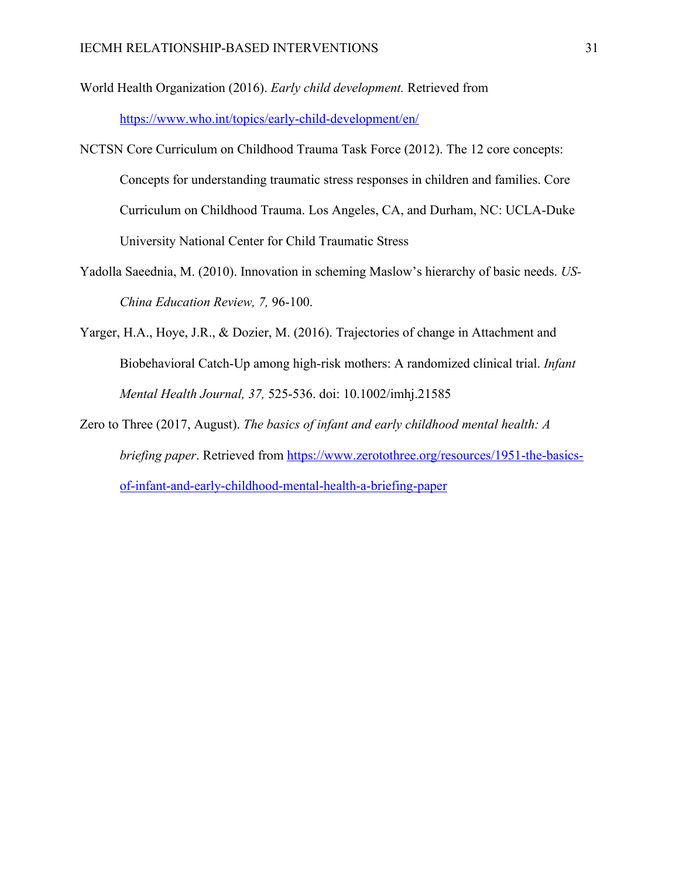World Health Organization (2016). *Early child development.* Retrieved from https://www.who.int/topics/early-child-development/en/

NCTSN Core Curriculum on Childhood Trauma Task Force (2012). The 12 core concepts: Concepts for understanding traumatic stress responses in children and families. Core Curriculum on Childhood Trauma. Los Angeles, CA, and Durham, NC: UCLA-Duke University National Center for Child Traumatic Stress

Yadolla Saeednia, M. (2010). Innovation in scheming Maslow's hierarchy of basic needs. *US-China Education Review, 7,* 96-100.

Yarger, H.A., Hoye, J.R., & Dozier, M. (2016). Trajectories of change in Attachment and Biobehavioral Catch-Up among high-risk mothers: A randomized clinical trial. *Infant Mental Health Journal, 37,* 525-536. doi: 10.1002/imhj.21585

Zero to Three (2017, August). *The basics of infant and early childhood mental health: A briefing paper*. Retrieved from https://www.zerotothree.org/resources/1951-the-basics-of-infant-and-early-childhood-mental-health-a-briefing-paper